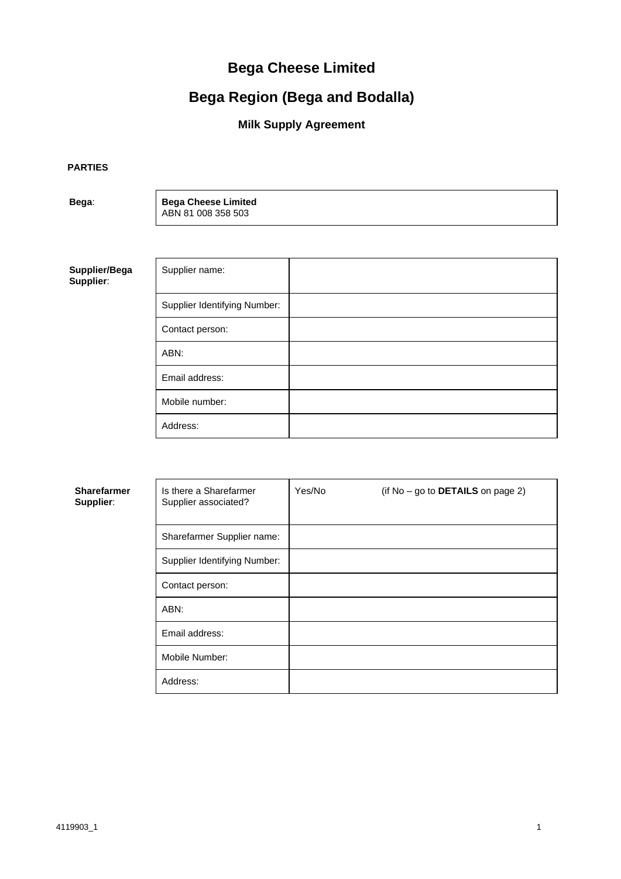# Bega Cheese Limited

# Bega Region (Bega and Bodalla)

## Milk Supply Agreement

**PARTIES**

| **Bega**: | **Bega Cheese Limited**<br>ABN 81 008 358 503 |
|---|---|

| **Supplier/Bega Supplier**: | | |
|---|---|---|
| | Supplier name: | |
| | Supplier Identifying Number: | |
| | Contact person: | |
| | ABN: | |
| | Email address: | |
| | Mobile number: | |
| | Address: | |

| **Sharefarmer Supplier**: | | |
|---|---|---|
| | Is there a Sharefarmer Supplier associated? | Yes/No (if No – go to **DETAILS** on page 2) |
| | Sharefarmer Supplier name: | |
| | Supplier Identifying Number: | |
| | Contact person: | |
| | ABN: | |
| | Email address: | |
| | Mobile Number: | |
| | Address: | |

4119903_1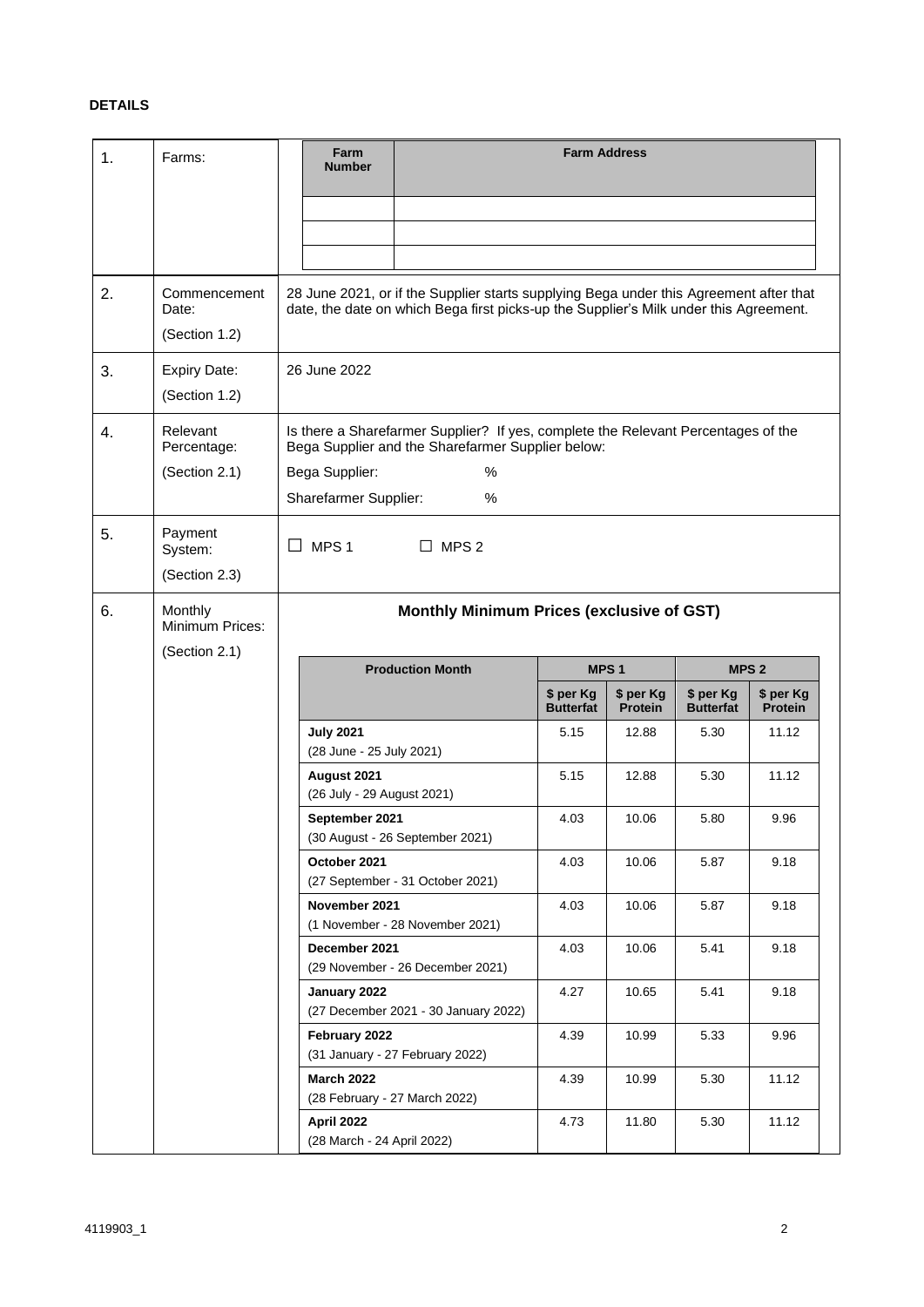**DETAILS**

| | | |
|---|---|---|
| 1. | Farms: | (see Farms table below) |
| 2. | Commencement Date: (Section 1.2) | 28 June 2021, or if the Supplier starts supplying Bega under this Agreement after that date, the date on which Bega first picks-up the Supplier's Milk under this Agreement. |
| 3. | Expiry Date: (Section 1.2) | 26 June 2022 |
| 4. | Relevant Percentage: (Section 2.1) | Is there a Sharefarmer Supplier? If yes, complete the Relevant Percentages of the Bega Supplier and the Sharefarmer Supplier below:<br>Bega Supplier: %<br>Sharefarmer Supplier: % |
| 5. | Payment System: (Section 2.3) | ☐ MPS 1 ☐ MPS 2 |
| 6. | Monthly Minimum Prices: (Section 2.1) | (see Monthly Minimum Prices table below) |

**Farms:**

| Farm Number | Farm Address |
|---|---|
| | |
| | |
| | |

**Monthly Minimum Prices (exclusive of GST)**

| Production Month | MPS 1 | | MPS 2 | |
|---|---|---|---|---|
| | $ per Kg Butterfat | $ per Kg Protein | $ per Kg Butterfat | $ per Kg Protein |
| **July 2021** (28 June - 25 July 2021) | 5.15 | 12.88 | 5.30 | 11.12 |
| **August 2021** (26 July - 29 August 2021) | 5.15 | 12.88 | 5.30 | 11.12 |
| **September 2021** (30 August - 26 September 2021) | 4.03 | 10.06 | 5.80 | 9.96 |
| **October 2021** (27 September - 31 October 2021) | 4.03 | 10.06 | 5.87 | 9.18 |
| **November 2021** (1 November - 28 November 2021) | 4.03 | 10.06 | 5.87 | 9.18 |
| **December 2021** (29 November - 26 December 2021) | 4.03 | 10.06 | 5.41 | 9.18 |
| **January 2022** (27 December 2021 - 30 January 2022) | 4.27 | 10.65 | 5.41 | 9.18 |
| **February 2022** (31 January - 27 February 2022) | 4.39 | 10.99 | 5.33 | 9.96 |
| **March 2022** (28 February - 27 March 2022) | 4.39 | 10.99 | 5.30 | 11.12 |
| **April 2022** (28 March - 24 April 2022) | 4.73 | 11.80 | 5.30 | 11.12 |

4119903_1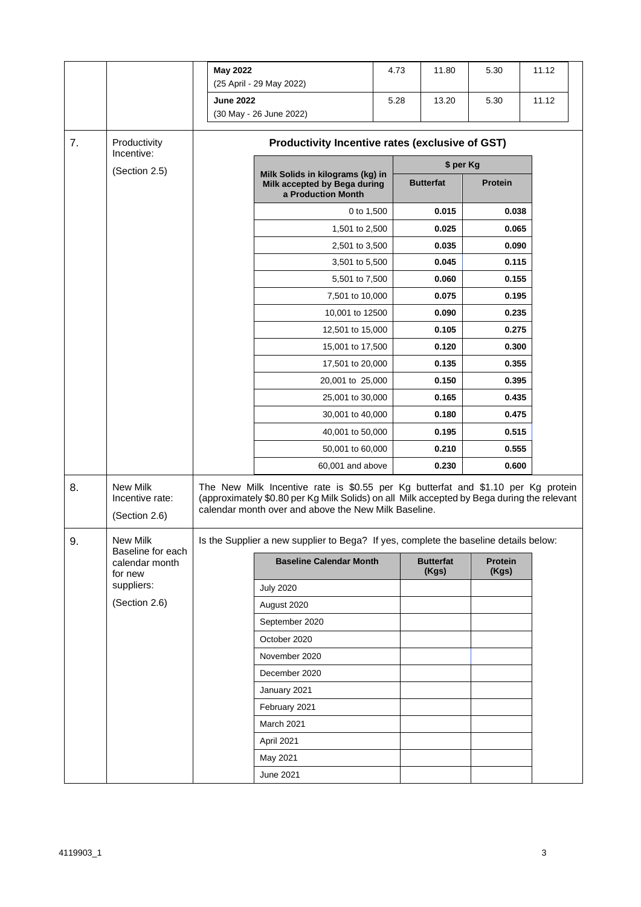| | | | | | | |
|---|---|---|---|---|---|---|
| | | **May 2022** (25 April - 29 May 2022) | 4.73 | 11.80 | 5.30 | 11.12 |
| | | **June 2022** (30 May - 26 June 2022) | 5.28 | 13.20 | 5.30 | 11.12 |

**7. Productivity Incentive:** (Section 2.5)

**Productivity Incentive rates (exclusive of GST)**

| Milk Solids in kilograms (kg) in Milk accepted by Bega during a Production Month | $ per Kg | |
|---|---|---|
| | **Butterfat** | **Protein** |
| 0 to 1,500 | **0.015** | **0.038** |
| 1,501 to 2,500 | **0.025** | **0.065** |
| 2,501 to 3,500 | **0.035** | **0.090** |
| 3,501 to 5,500 | **0.045** | **0.115** |
| 5,501 to 7,500 | **0.060** | **0.155** |
| 7,501 to 10,000 | **0.075** | **0.195** |
| 10,001 to 12500 | **0.090** | **0.235** |
| 12,501 to 15,000 | **0.105** | **0.275** |
| 15,001 to 17,500 | **0.120** | **0.300** |
| 17,501 to 20,000 | **0.135** | **0.355** |
| 20,001 to 25,000 | **0.150** | **0.395** |
| 25,001 to 30,000 | **0.165** | **0.435** |
| 30,001 to 40,000 | **0.180** | **0.475** |
| 40,001 to 50,000 | **0.195** | **0.515** |
| 50,001 to 60,000 | **0.210** | **0.555** |
| 60,001 and above | **0.230** | **0.600** |

**8. New Milk Incentive rate:** (Section 2.6)

The New Milk Incentive rate is $0.55 per Kg butterfat and $1.10 per Kg protein (approximately $0.80 per Kg Milk Solids) on all Milk accepted by Bega during the relevant calendar month over and above the New Milk Baseline.

**9. New Milk Baseline for each calendar month for new suppliers:** (Section 2.6)

Is the Supplier a new supplier to Bega? If yes, complete the baseline details below:

| Baseline Calendar Month | Butterfat (Kgs) | Protein (Kgs) |
|---|---|---|
| July 2020 | | |
| August 2020 | | |
| September 2020 | | |
| October 2020 | | |
| November 2020 | | |
| December 2020 | | |
| January 2021 | | |
| February 2021 | | |
| March 2021 | | |
| April 2021 | | |
| May 2021 | | |
| June 2021 | | |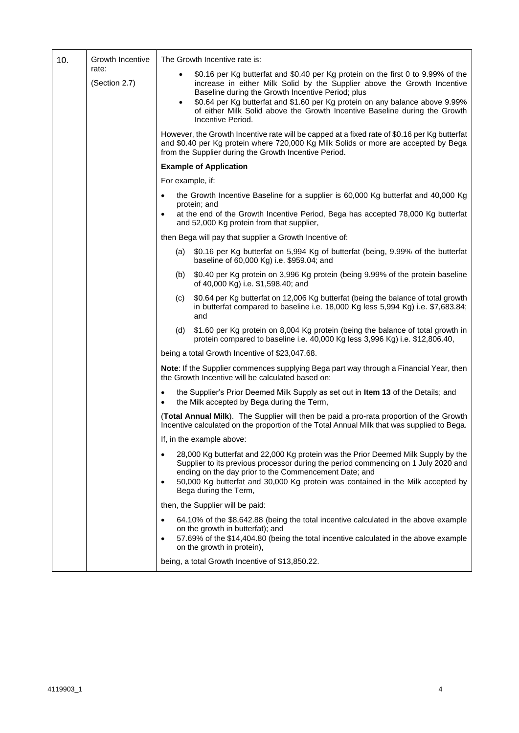| | | |
|---|---|---|
| 10. | Growth Incentive rate:<br><br>(Section 2.7) | The Growth Incentive rate is:<br><br>• $0.16 per Kg butterfat and $0.40 per Kg protein on the first 0 to 9.99% of the increase in either Milk Solid by the Supplier above the Growth Incentive Baseline during the Growth Incentive Period; plus<br>• $0.64 per Kg butterfat and $1.60 per Kg protein on any balance above 9.99% of either Milk Solid above the Growth Incentive Baseline during the Growth Incentive Period.<br><br>However, the Growth Incentive rate will be capped at a fixed rate of $0.16 per Kg butterfat and $0.40 per Kg protein where 720,000 Kg Milk Solids or more are accepted by Bega from the Supplier during the Growth Incentive Period.<br><br>**Example of Application**<br><br>For example, if:<br><br>• the Growth Incentive Baseline for a supplier is 60,000 Kg butterfat and 40,000 Kg protein; and<br>• at the end of the Growth Incentive Period, Bega has accepted 78,000 Kg butterfat and 52,000 Kg protein from that supplier,<br><br>then Bega will pay that supplier a Growth Incentive of:<br><br>(a) $0.16 per Kg butterfat on 5,994 Kg of butterfat (being, 9.99% of the butterfat baseline of 60,000 Kg) i.e. $959.04; and<br><br>(b) $0.40 per Kg protein on 3,996 Kg protein (being 9.99% of the protein baseline of 40,000 Kg) i.e. $1,598.40; and<br><br>(c) $0.64 per Kg butterfat on 12,006 Kg butterfat (being the balance of total growth in butterfat compared to baseline i.e. 18,000 Kg less 5,994 Kg) i.e. $7,683.84; and<br><br>(d) $1.60 per Kg protein on 8,004 Kg protein (being the balance of total growth in protein compared to baseline i.e. 40,000 Kg less 3,996 Kg) i.e. $12,806.40,<br><br>being a total Growth Incentive of $23,047.68.<br><br>**Note**: If the Supplier commences supplying Bega part way through a Financial Year, then the Growth Incentive will be calculated based on:<br><br>• the Supplier's Prior Deemed Milk Supply as set out in **Item 13** of the Details; and<br>• the Milk accepted by Bega during the Term,<br><br>(**Total Annual Milk**). The Supplier will then be paid a pro-rata proportion of the Growth Incentive calculated on the proportion of the Total Annual Milk that was supplied to Bega.<br><br>If, in the example above:<br><br>• 28,000 Kg butterfat and 22,000 Kg protein was the Prior Deemed Milk Supply by the Supplier to its previous processor during the period commencing on 1 July 2020 and ending on the day prior to the Commencement Date; and<br>• 50,000 Kg butterfat and 30,000 Kg protein was contained in the Milk accepted by Bega during the Term,<br><br>then, the Supplier will be paid:<br><br>• 64.10% of the $8,642.88 (being the total incentive calculated in the above example on the growth in butterfat); and<br>• 57.69% of the $14,404.80 (being the total incentive calculated in the above example on the growth in protein),<br><br>being, a total Growth Incentive of $13,850.22. |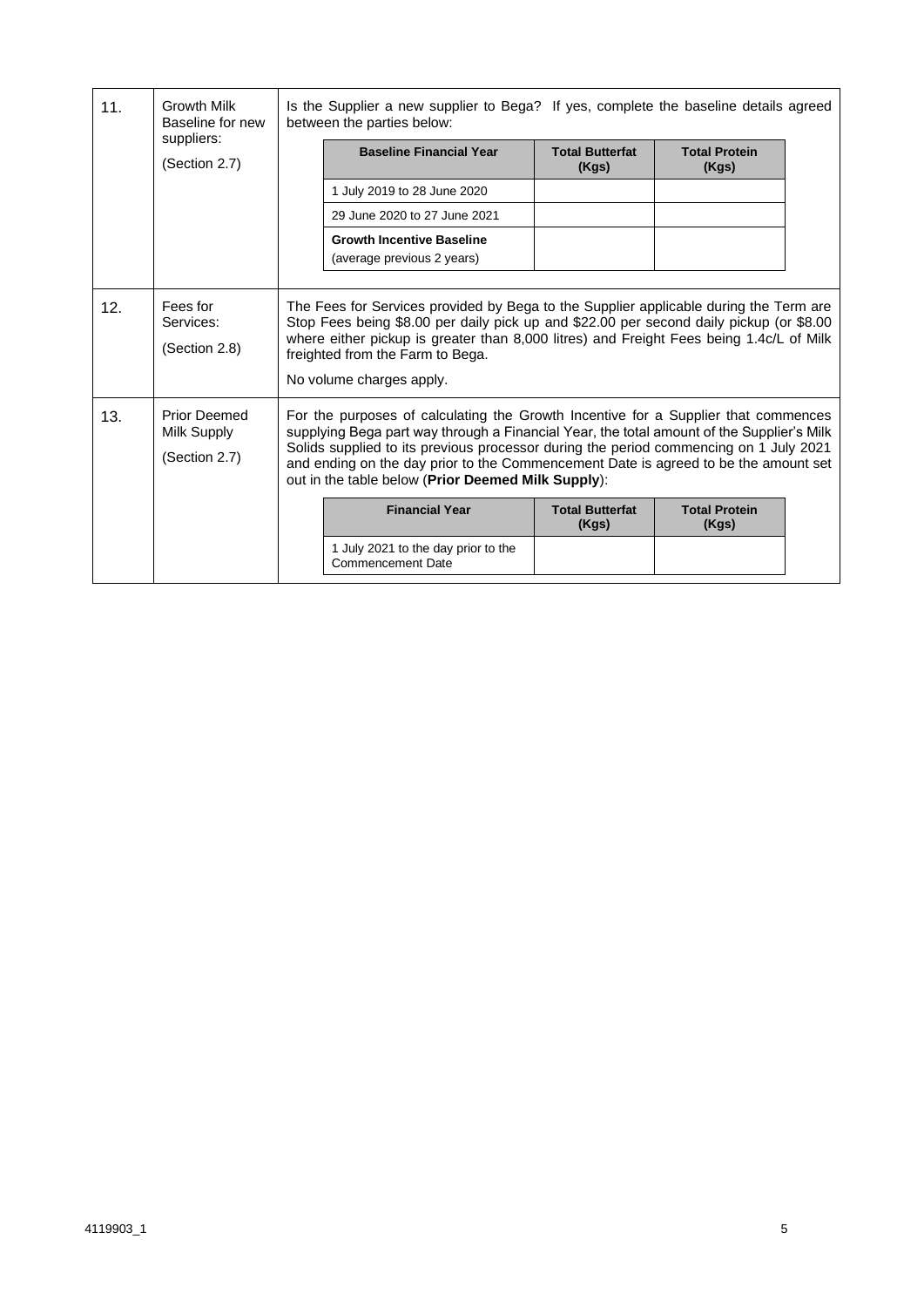| | | |
|---|---|---|
| 11. | Growth Milk Baseline for new suppliers:<br><br>(Section 2.7) | Is the Supplier a new supplier to Bega? If yes, complete the baseline details agreed between the parties below:<br><br>**Baseline Financial Year** / **Total Butterfat (Kgs)** / **Total Protein (Kgs)**<br>1 July 2019 to 28 June 2020 / / <br>29 June 2020 to 27 June 2021 / / <br>**Growth Incentive Baseline** (average previous 2 years) / / |
| 12. | Fees for Services:<br><br>(Section 2.8) | The Fees for Services provided by Bega to the Supplier applicable during the Term are Stop Fees being \$8.00 per daily pick up and \$22.00 per second daily pickup (or \$8.00 where either pickup is greater than 8,000 litres) and Freight Fees being 1.4c/L of Milk freighted from the Farm to Bega.<br><br>No volume charges apply. |
| 13. | Prior Deemed Milk Supply<br><br>(Section 2.7) | For the purposes of calculating the Growth Incentive for a Supplier that commences supplying Bega part way through a Financial Year, the total amount of the Supplier's Milk Solids supplied to its previous processor during the period commencing on 1 July 2021 and ending on the day prior to the Commencement Date is agreed to be the amount set out in the table below (**Prior Deemed Milk Supply**):<br><br>**Financial Year** / **Total Butterfat (Kgs)** / **Total Protein (Kgs)**<br>1 July 2021 to the day prior to the Commencement Date / / |

**Item 11 – Growth Milk Baseline**

| Baseline Financial Year | Total Butterfat (Kgs) | Total Protein (Kgs) |
|---|---|---|
| 1 July 2019 to 28 June 2020 | | |
| 29 June 2020 to 27 June 2021 | | |
| **Growth Incentive Baseline** (average previous 2 years) | | |

**Item 13 – Prior Deemed Milk Supply**

| Financial Year | Total Butterfat (Kgs) | Total Protein (Kgs) |
|---|---|---|
| 1 July 2021 to the day prior to the Commencement Date | | |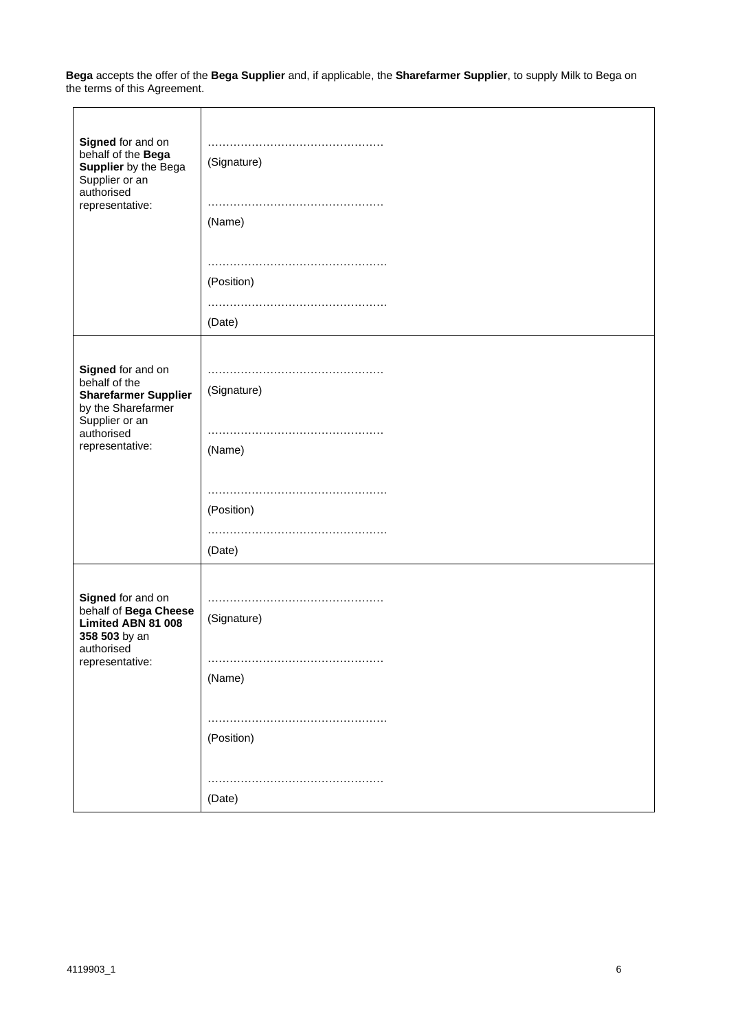**Bega** accepts the offer of the **Bega Supplier** and, if applicable, the **Sharefarmer Supplier**, to supply Milk to Bega on the terms of this Agreement.

| | |
|---|---|
| **Signed** for and on behalf of the **Bega Supplier** by the Bega Supplier or an authorised representative: | …………………………………………<br>(Signature)<br><br>…………………………………………<br>(Name)<br><br>…………………………………………<br>(Position)<br><br>…………………………………………<br>(Date) |
| **Signed** for and on behalf of the **Sharefarmer Supplier** by the Sharefarmer Supplier or an authorised representative: | …………………………………………<br>(Signature)<br><br>…………………………………………<br>(Name)<br><br>…………………………………………<br>(Position)<br><br>…………………………………………<br>(Date) |
| **Signed** for and on behalf of **Bega Cheese Limited ABN 81 008 358 503** by an authorised representative: | …………………………………………<br>(Signature)<br><br>…………………………………………<br>(Name)<br><br>…………………………………………<br>(Position)<br><br>…………………………………………<br>(Date) |

4119903_1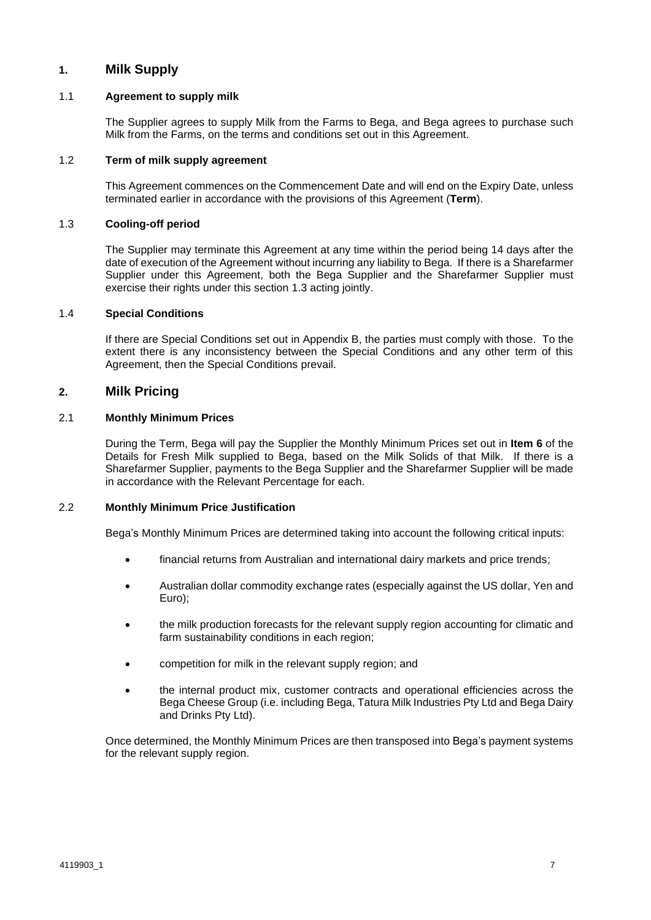## 1. Milk Supply

### 1.1 Agreement to supply milk

The Supplier agrees to supply Milk from the Farms to Bega, and Bega agrees to purchase such Milk from the Farms, on the terms and conditions set out in this Agreement.

### 1.2 Term of milk supply agreement

This Agreement commences on the Commencement Date and will end on the Expiry Date, unless terminated earlier in accordance with the provisions of this Agreement (**Term**).

### 1.3 Cooling-off period

The Supplier may terminate this Agreement at any time within the period being 14 days after the date of execution of the Agreement without incurring any liability to Bega. If there is a Sharefarmer Supplier under this Agreement, both the Bega Supplier and the Sharefarmer Supplier must exercise their rights under this section 1.3 acting jointly.

### 1.4 Special Conditions

If there are Special Conditions set out in Appendix B, the parties must comply with those. To the extent there is any inconsistency between the Special Conditions and any other term of this Agreement, then the Special Conditions prevail.

## 2. Milk Pricing

### 2.1 Monthly Minimum Prices

During the Term, Bega will pay the Supplier the Monthly Minimum Prices set out in **Item 6** of the Details for Fresh Milk supplied to Bega, based on the Milk Solids of that Milk. If there is a Sharefarmer Supplier, payments to the Bega Supplier and the Sharefarmer Supplier will be made in accordance with the Relevant Percentage for each.

### 2.2 Monthly Minimum Price Justification

Bega's Monthly Minimum Prices are determined taking into account the following critical inputs:

- financial returns from Australian and international dairy markets and price trends;
- Australian dollar commodity exchange rates (especially against the US dollar, Yen and Euro);
- the milk production forecasts for the relevant supply region accounting for climatic and farm sustainability conditions in each region;
- competition for milk in the relevant supply region; and
- the internal product mix, customer contracts and operational efficiencies across the Bega Cheese Group (i.e. including Bega, Tatura Milk Industries Pty Ltd and Bega Dairy and Drinks Pty Ltd).

Once determined, the Monthly Minimum Prices are then transposed into Bega's payment systems for the relevant supply region.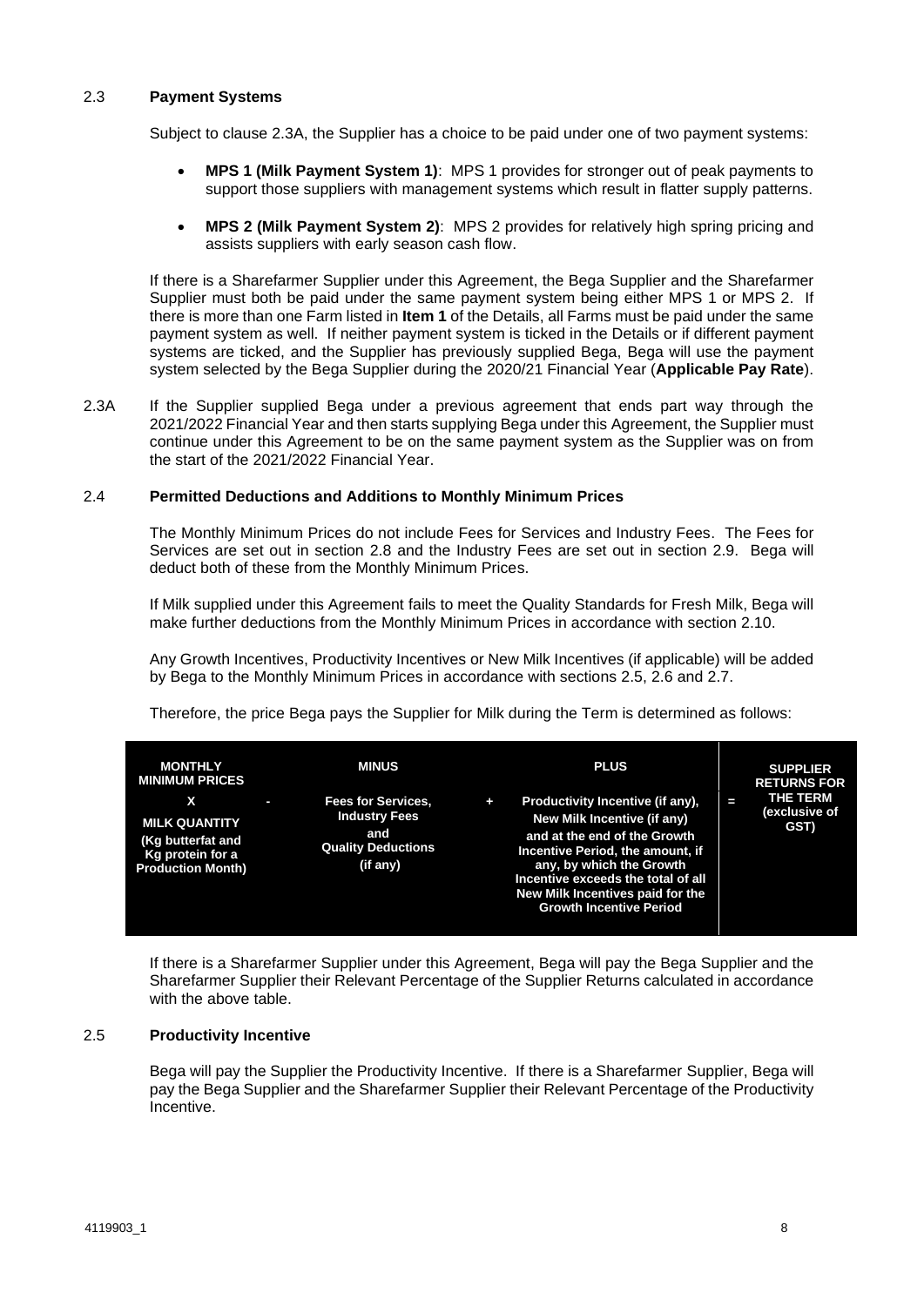### 2.3 **Payment Systems**

Subject to clause 2.3A, the Supplier has a choice to be paid under one of two payment systems:

- **MPS 1 (Milk Payment System 1)**: MPS 1 provides for stronger out of peak payments to support those suppliers with management systems which result in flatter supply patterns.
- **MPS 2 (Milk Payment System 2)**: MPS 2 provides for relatively high spring pricing and assists suppliers with early season cash flow.

If there is a Sharefarmer Supplier under this Agreement, the Bega Supplier and the Sharefarmer Supplier must both be paid under the same payment system being either MPS 1 or MPS 2. If there is more than one Farm listed in **Item 1** of the Details, all Farms must be paid under the same payment system as well. If neither payment system is ticked in the Details or if different payment systems are ticked, and the Supplier has previously supplied Bega, Bega will use the payment system selected by the Bega Supplier during the 2020/21 Financial Year (**Applicable Pay Rate**).

2.3A If the Supplier supplied Bega under a previous agreement that ends part way through the 2021/2022 Financial Year and then starts supplying Bega under this Agreement, the Supplier must continue under this Agreement to be on the same payment system as the Supplier was on from the start of the 2021/2022 Financial Year.

### 2.4 **Permitted Deductions and Additions to Monthly Minimum Prices**

The Monthly Minimum Prices do not include Fees for Services and Industry Fees. The Fees for Services are set out in section 2.8 and the Industry Fees are set out in section 2.9. Bega will deduct both of these from the Monthly Minimum Prices.

If Milk supplied under this Agreement fails to meet the Quality Standards for Fresh Milk, Bega will make further deductions from the Monthly Minimum Prices in accordance with section 2.10.

Any Growth Incentives, Productivity Incentives or New Milk Incentives (if applicable) will be added by Bega to the Monthly Minimum Prices in accordance with sections 2.5, 2.6 and 2.7.

Therefore, the price Bega pays the Supplier for Milk during the Term is determined as follows:

| **MONTHLY MINIMUM PRICES** | | **MINUS** | | **PLUS** | | **SUPPLIER RETURNS FOR THE TERM (exclusive of GST)** |
|---|---|---|---|---|---|---|
| **X** <br> **MILK QUANTITY** <br> **(Kg butterfat and Kg protein for a Production Month)** | **-** | **Fees for Services, Industry Fees and Quality Deductions (if any)** | **+** | **Productivity Incentive (if any), New Milk Incentive (if any) and at the end of the Growth Incentive Period, the amount, if any, by which the Growth Incentive exceeds the total of all New Milk Incentives paid for the Growth Incentive Period** | **=** | |

If there is a Sharefarmer Supplier under this Agreement, Bega will pay the Bega Supplier and the Sharefarmer Supplier their Relevant Percentage of the Supplier Returns calculated in accordance with the above table.

### 2.5 **Productivity Incentive**

Bega will pay the Supplier the Productivity Incentive. If there is a Sharefarmer Supplier, Bega will pay the Bega Supplier and the Sharefarmer Supplier their Relevant Percentage of the Productivity Incentive.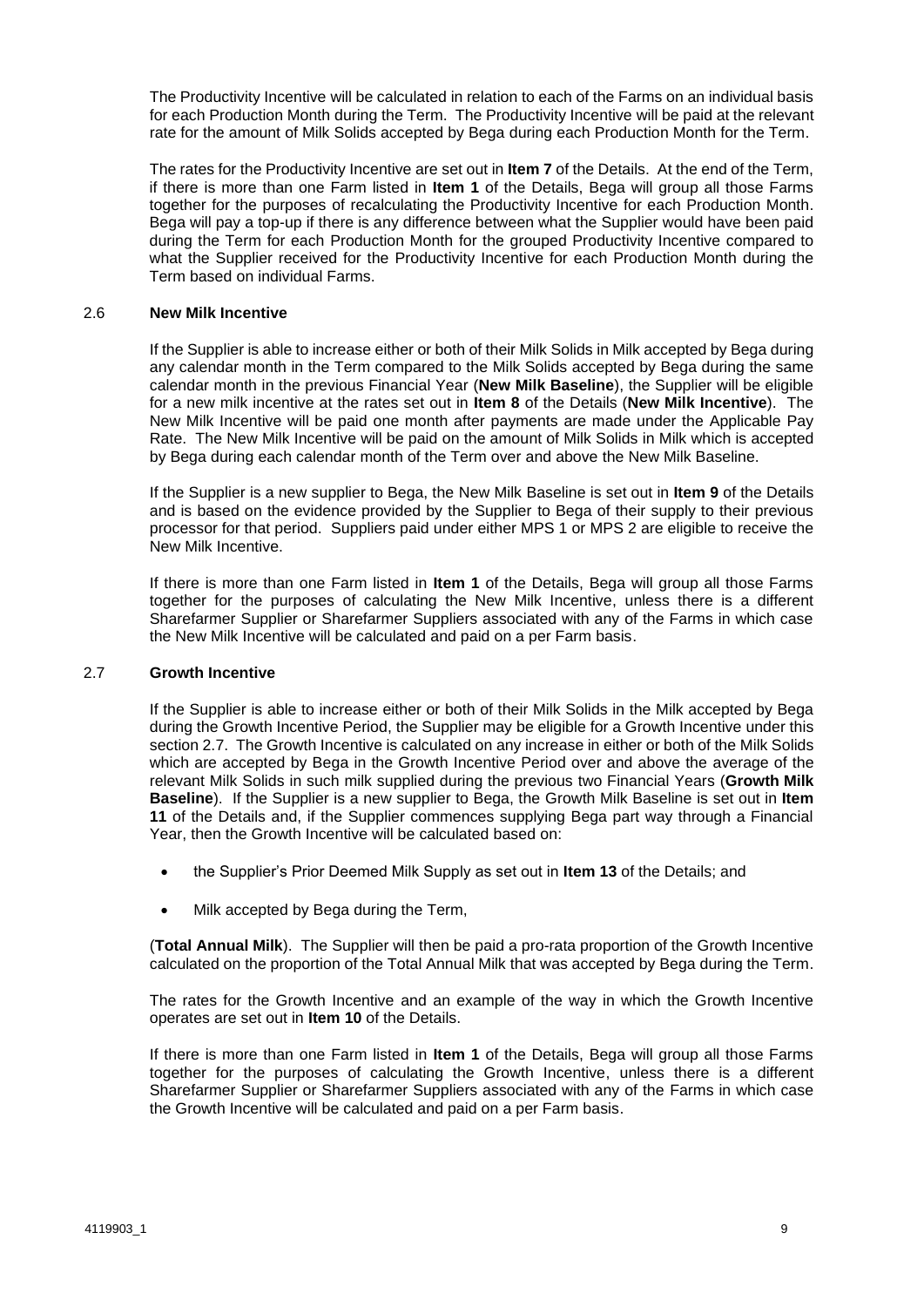The Productivity Incentive will be calculated in relation to each of the Farms on an individual basis for each Production Month during the Term. The Productivity Incentive will be paid at the relevant rate for the amount of Milk Solids accepted by Bega during each Production Month for the Term.

The rates for the Productivity Incentive are set out in **Item 7** of the Details. At the end of the Term, if there is more than one Farm listed in **Item 1** of the Details, Bega will group all those Farms together for the purposes of recalculating the Productivity Incentive for each Production Month. Bega will pay a top-up if there is any difference between what the Supplier would have been paid during the Term for each Production Month for the grouped Productivity Incentive compared to what the Supplier received for the Productivity Incentive for each Production Month during the Term based on individual Farms.

### 2.6 **New Milk Incentive**

If the Supplier is able to increase either or both of their Milk Solids in Milk accepted by Bega during any calendar month in the Term compared to the Milk Solids accepted by Bega during the same calendar month in the previous Financial Year (**New Milk Baseline**), the Supplier will be eligible for a new milk incentive at the rates set out in **Item 8** of the Details (**New Milk Incentive**). The New Milk Incentive will be paid one month after payments are made under the Applicable Pay Rate. The New Milk Incentive will be paid on the amount of Milk Solids in Milk which is accepted by Bega during each calendar month of the Term over and above the New Milk Baseline.

If the Supplier is a new supplier to Bega, the New Milk Baseline is set out in **Item 9** of the Details and is based on the evidence provided by the Supplier to Bega of their supply to their previous processor for that period. Suppliers paid under either MPS 1 or MPS 2 are eligible to receive the New Milk Incentive.

If there is more than one Farm listed in **Item 1** of the Details, Bega will group all those Farms together for the purposes of calculating the New Milk Incentive, unless there is a different Sharefarmer Supplier or Sharefarmer Suppliers associated with any of the Farms in which case the New Milk Incentive will be calculated and paid on a per Farm basis.

### 2.7 **Growth Incentive**

If the Supplier is able to increase either or both of their Milk Solids in the Milk accepted by Bega during the Growth Incentive Period, the Supplier may be eligible for a Growth Incentive under this section 2.7. The Growth Incentive is calculated on any increase in either or both of the Milk Solids which are accepted by Bega in the Growth Incentive Period over and above the average of the relevant Milk Solids in such milk supplied during the previous two Financial Years (**Growth Milk Baseline**). If the Supplier is a new supplier to Bega, the Growth Milk Baseline is set out in **Item 11** of the Details and, if the Supplier commences supplying Bega part way through a Financial Year, then the Growth Incentive will be calculated based on:

- the Supplier's Prior Deemed Milk Supply as set out in **Item 13** of the Details; and
- Milk accepted by Bega during the Term,

(**Total Annual Milk**). The Supplier will then be paid a pro-rata proportion of the Growth Incentive calculated on the proportion of the Total Annual Milk that was accepted by Bega during the Term.

The rates for the Growth Incentive and an example of the way in which the Growth Incentive operates are set out in **Item 10** of the Details.

If there is more than one Farm listed in **Item 1** of the Details, Bega will group all those Farms together for the purposes of calculating the Growth Incentive, unless there is a different Sharefarmer Supplier or Sharefarmer Suppliers associated with any of the Farms in which case the Growth Incentive will be calculated and paid on a per Farm basis.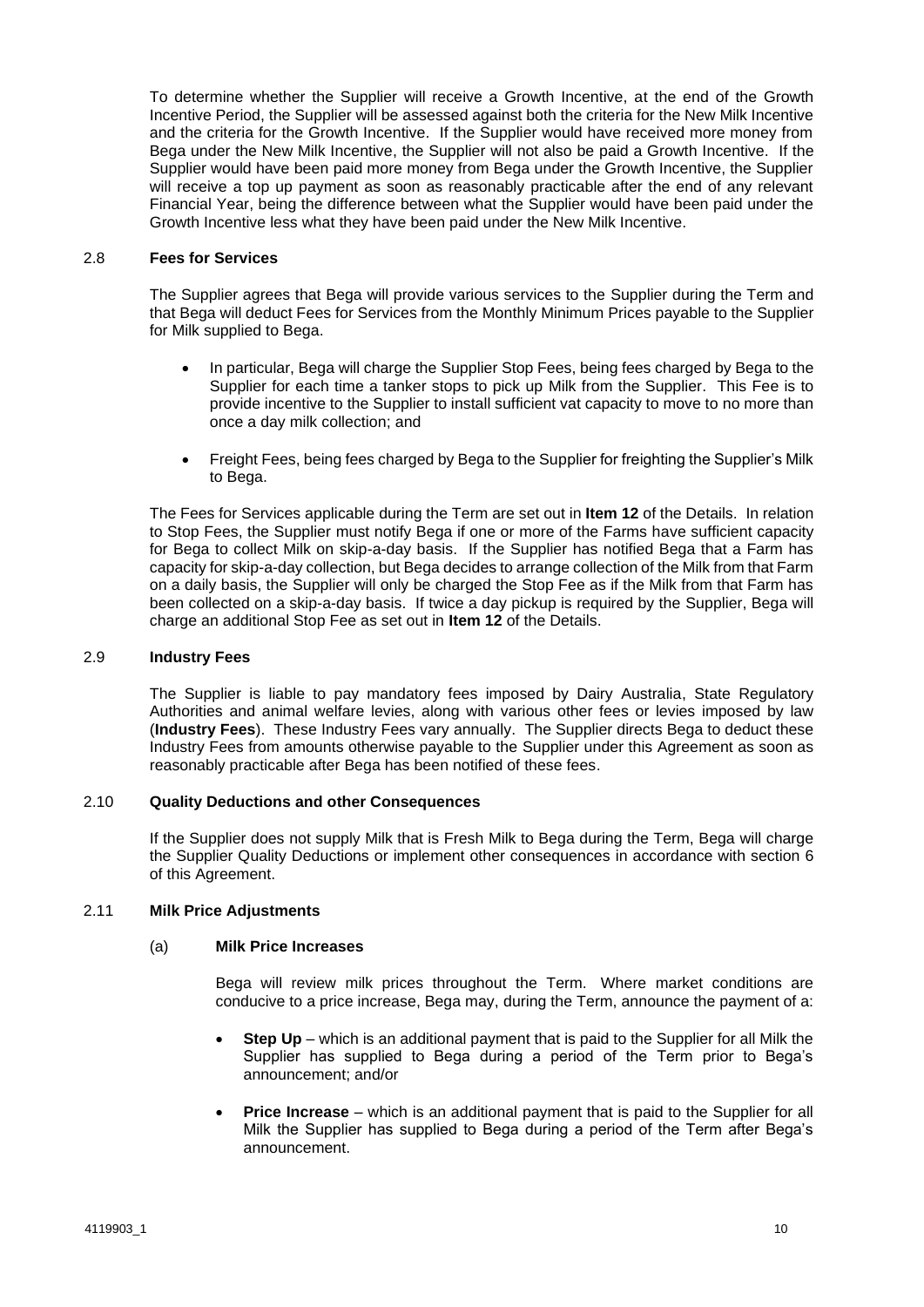To determine whether the Supplier will receive a Growth Incentive, at the end of the Growth Incentive Period, the Supplier will be assessed against both the criteria for the New Milk Incentive and the criteria for the Growth Incentive. If the Supplier would have received more money from Bega under the New Milk Incentive, the Supplier will not also be paid a Growth Incentive. If the Supplier would have been paid more money from Bega under the Growth Incentive, the Supplier will receive a top up payment as soon as reasonably practicable after the end of any relevant Financial Year, being the difference between what the Supplier would have been paid under the Growth Incentive less what they have been paid under the New Milk Incentive.

### 2.8 **Fees for Services**

The Supplier agrees that Bega will provide various services to the Supplier during the Term and that Bega will deduct Fees for Services from the Monthly Minimum Prices payable to the Supplier for Milk supplied to Bega.

- In particular, Bega will charge the Supplier Stop Fees, being fees charged by Bega to the Supplier for each time a tanker stops to pick up Milk from the Supplier. This Fee is to provide incentive to the Supplier to install sufficient vat capacity to move to no more than once a day milk collection; and

- Freight Fees, being fees charged by Bega to the Supplier for freighting the Supplier's Milk to Bega.

The Fees for Services applicable during the Term are set out in **Item 12** of the Details. In relation to Stop Fees, the Supplier must notify Bega if one or more of the Farms have sufficient capacity for Bega to collect Milk on skip-a-day basis. If the Supplier has notified Bega that a Farm has capacity for skip-a-day collection, but Bega decides to arrange collection of the Milk from that Farm on a daily basis, the Supplier will only be charged the Stop Fee as if the Milk from that Farm has been collected on a skip-a-day basis. If twice a day pickup is required by the Supplier, Bega will charge an additional Stop Fee as set out in **Item 12** of the Details.

### 2.9 **Industry Fees**

The Supplier is liable to pay mandatory fees imposed by Dairy Australia, State Regulatory Authorities and animal welfare levies, along with various other fees or levies imposed by law (**Industry Fees**). These Industry Fees vary annually. The Supplier directs Bega to deduct these Industry Fees from amounts otherwise payable to the Supplier under this Agreement as soon as reasonably practicable after Bega has been notified of these fees.

### 2.10 **Quality Deductions and other Consequences**

If the Supplier does not supply Milk that is Fresh Milk to Bega during the Term, Bega will charge the Supplier Quality Deductions or implement other consequences in accordance with section 6 of this Agreement.

### 2.11 **Milk Price Adjustments**

#### (a) **Milk Price Increases**

Bega will review milk prices throughout the Term. Where market conditions are conducive to a price increase, Bega may, during the Term, announce the payment of a:

- **Step Up** – which is an additional payment that is paid to the Supplier for all Milk the Supplier has supplied to Bega during a period of the Term prior to Bega's announcement; and/or

- **Price Increase** – which is an additional payment that is paid to the Supplier for all Milk the Supplier has supplied to Bega during a period of the Term after Bega's announcement.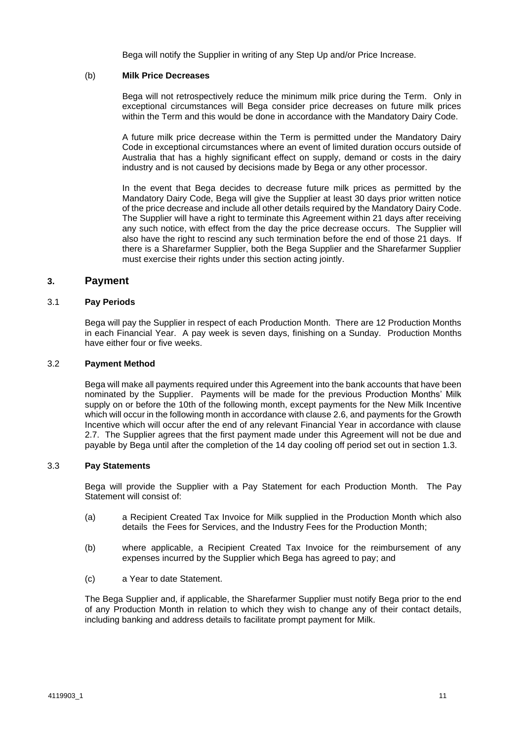Bega will notify the Supplier in writing of any Step Up and/or Price Increase.

(b) **Milk Price Decreases**

Bega will not retrospectively reduce the minimum milk price during the Term. Only in exceptional circumstances will Bega consider price decreases on future milk prices within the Term and this would be done in accordance with the Mandatory Dairy Code.

A future milk price decrease within the Term is permitted under the Mandatory Dairy Code in exceptional circumstances where an event of limited duration occurs outside of Australia that has a highly significant effect on supply, demand or costs in the dairy industry and is not caused by decisions made by Bega or any other processor.

In the event that Bega decides to decrease future milk prices as permitted by the Mandatory Dairy Code, Bega will give the Supplier at least 30 days prior written notice of the price decrease and include all other details required by the Mandatory Dairy Code. The Supplier will have a right to terminate this Agreement within 21 days after receiving any such notice, with effect from the day the price decrease occurs. The Supplier will also have the right to rescind any such termination before the end of those 21 days. If there is a Sharefarmer Supplier, both the Bega Supplier and the Sharefarmer Supplier must exercise their rights under this section acting jointly.

## 3. Payment

### 3.1 Pay Periods

Bega will pay the Supplier in respect of each Production Month. There are 12 Production Months in each Financial Year. A pay week is seven days, finishing on a Sunday. Production Months have either four or five weeks.

### 3.2 Payment Method

Bega will make all payments required under this Agreement into the bank accounts that have been nominated by the Supplier. Payments will be made for the previous Production Months' Milk supply on or before the 10th of the following month, except payments for the New Milk Incentive which will occur in the following month in accordance with clause 2.6, and payments for the Growth Incentive which will occur after the end of any relevant Financial Year in accordance with clause 2.7. The Supplier agrees that the first payment made under this Agreement will not be due and payable by Bega until after the completion of the 14 day cooling off period set out in section 1.3.

### 3.3 Pay Statements

Bega will provide the Supplier with a Pay Statement for each Production Month. The Pay Statement will consist of:

(a) a Recipient Created Tax Invoice for Milk supplied in the Production Month which also details the Fees for Services, and the Industry Fees for the Production Month;

(b) where applicable, a Recipient Created Tax Invoice for the reimbursement of any expenses incurred by the Supplier which Bega has agreed to pay; and

(c) a Year to date Statement.

The Bega Supplier and, if applicable, the Sharefarmer Supplier must notify Bega prior to the end of any Production Month in relation to which they wish to change any of their contact details, including banking and address details to facilitate prompt payment for Milk.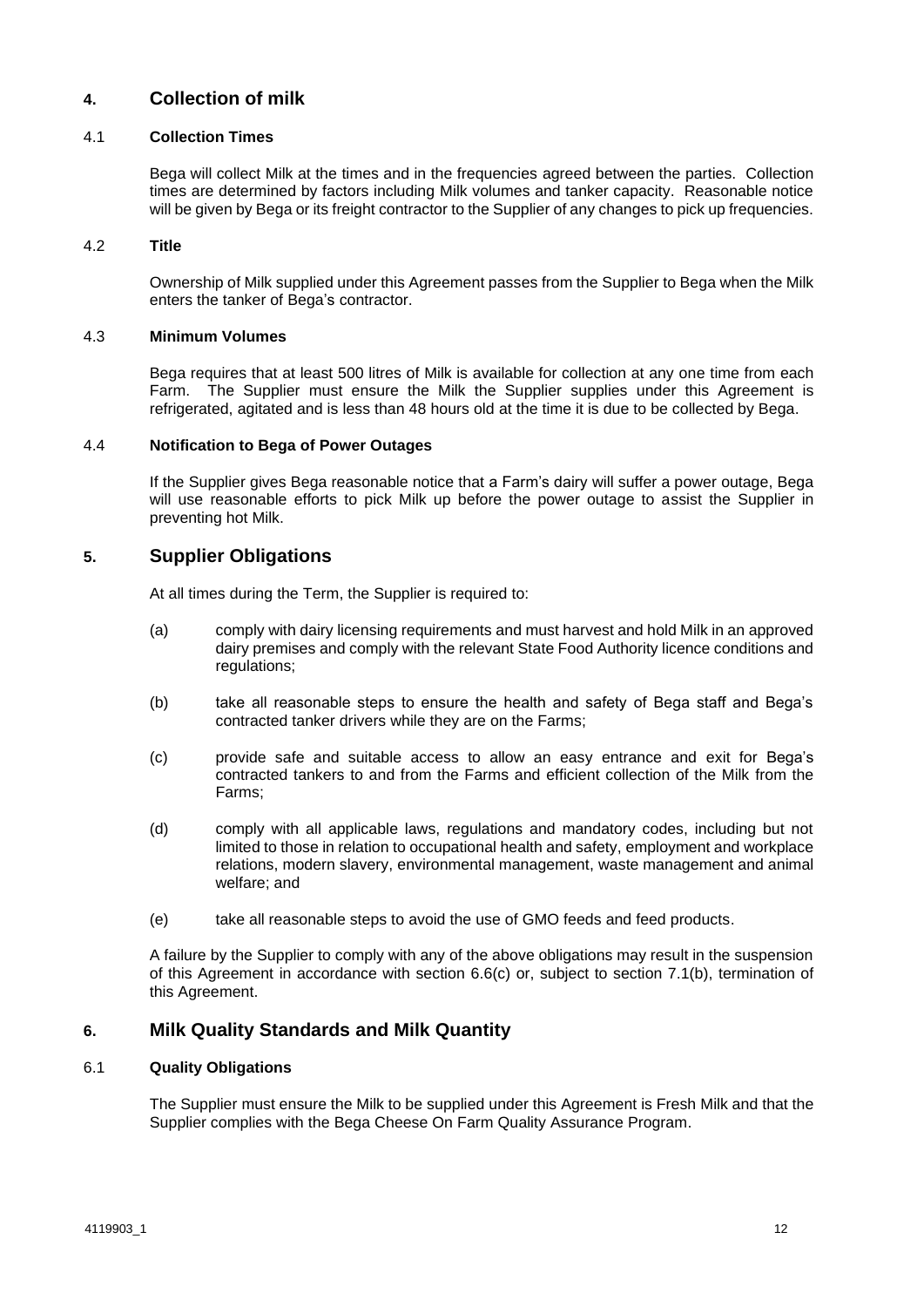## 4. Collection of milk

### 4.1 Collection Times

Bega will collect Milk at the times and in the frequencies agreed between the parties. Collection times are determined by factors including Milk volumes and tanker capacity. Reasonable notice will be given by Bega or its freight contractor to the Supplier of any changes to pick up frequencies.

### 4.2 Title

Ownership of Milk supplied under this Agreement passes from the Supplier to Bega when the Milk enters the tanker of Bega's contractor.

### 4.3 Minimum Volumes

Bega requires that at least 500 litres of Milk is available for collection at any one time from each Farm. The Supplier must ensure the Milk the Supplier supplies under this Agreement is refrigerated, agitated and is less than 48 hours old at the time it is due to be collected by Bega.

### 4.4 Notification to Bega of Power Outages

If the Supplier gives Bega reasonable notice that a Farm's dairy will suffer a power outage, Bega will use reasonable efforts to pick Milk up before the power outage to assist the Supplier in preventing hot Milk.

## 5. Supplier Obligations

At all times during the Term, the Supplier is required to:

(a) comply with dairy licensing requirements and must harvest and hold Milk in an approved dairy premises and comply with the relevant State Food Authority licence conditions and regulations;

(b) take all reasonable steps to ensure the health and safety of Bega staff and Bega's contracted tanker drivers while they are on the Farms;

(c) provide safe and suitable access to allow an easy entrance and exit for Bega's contracted tankers to and from the Farms and efficient collection of the Milk from the Farms;

(d) comply with all applicable laws, regulations and mandatory codes, including but not limited to those in relation to occupational health and safety, employment and workplace relations, modern slavery, environmental management, waste management and animal welfare; and

(e) take all reasonable steps to avoid the use of GMO feeds and feed products.

A failure by the Supplier to comply with any of the above obligations may result in the suspension of this Agreement in accordance with section 6.6(c) or, subject to section 7.1(b), termination of this Agreement.

## 6. Milk Quality Standards and Milk Quantity

### 6.1 Quality Obligations

The Supplier must ensure the Milk to be supplied under this Agreement is Fresh Milk and that the Supplier complies with the Bega Cheese On Farm Quality Assurance Program.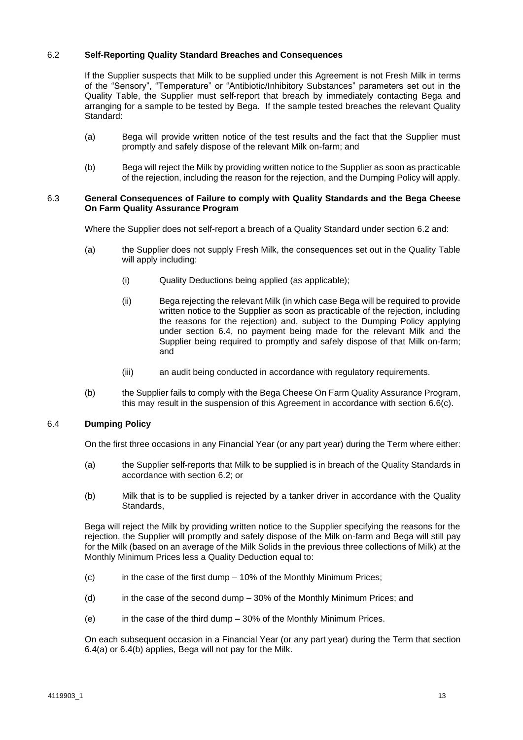### 6.2 Self-Reporting Quality Standard Breaches and Consequences

If the Supplier suspects that Milk to be supplied under this Agreement is not Fresh Milk in terms of the "Sensory", "Temperature" or "Antibiotic/Inhibitory Substances" parameters set out in the Quality Table, the Supplier must self-report that breach by immediately contacting Bega and arranging for a sample to be tested by Bega. If the sample tested breaches the relevant Quality Standard:

(a) Bega will provide written notice of the test results and the fact that the Supplier must promptly and safely dispose of the relevant Milk on-farm; and

(b) Bega will reject the Milk by providing written notice to the Supplier as soon as practicable of the rejection, including the reason for the rejection, and the Dumping Policy will apply.

### 6.3 General Consequences of Failure to comply with Quality Standards and the Bega Cheese On Farm Quality Assurance Program

Where the Supplier does not self-report a breach of a Quality Standard under section 6.2 and:

(a) the Supplier does not supply Fresh Milk, the consequences set out in the Quality Table will apply including:

(i) Quality Deductions being applied (as applicable);

(ii) Bega rejecting the relevant Milk (in which case Bega will be required to provide written notice to the Supplier as soon as practicable of the rejection, including the reasons for the rejection) and, subject to the Dumping Policy applying under section 6.4, no payment being made for the relevant Milk and the Supplier being required to promptly and safely dispose of that Milk on-farm; and

(iii) an audit being conducted in accordance with regulatory requirements.

(b) the Supplier fails to comply with the Bega Cheese On Farm Quality Assurance Program, this may result in the suspension of this Agreement in accordance with section 6.6(c).

### 6.4 Dumping Policy

On the first three occasions in any Financial Year (or any part year) during the Term where either:

(a) the Supplier self-reports that Milk to be supplied is in breach of the Quality Standards in accordance with section 6.2; or

(b) Milk that is to be supplied is rejected by a tanker driver in accordance with the Quality Standards,

Bega will reject the Milk by providing written notice to the Supplier specifying the reasons for the rejection, the Supplier will promptly and safely dispose of the Milk on-farm and Bega will still pay for the Milk (based on an average of the Milk Solids in the previous three collections of Milk) at the Monthly Minimum Prices less a Quality Deduction equal to:

(c) in the case of the first dump – 10% of the Monthly Minimum Prices;

(d) in the case of the second dump – 30% of the Monthly Minimum Prices; and

(e) in the case of the third dump – 30% of the Monthly Minimum Prices.

On each subsequent occasion in a Financial Year (or any part year) during the Term that section 6.4(a) or 6.4(b) applies, Bega will not pay for the Milk.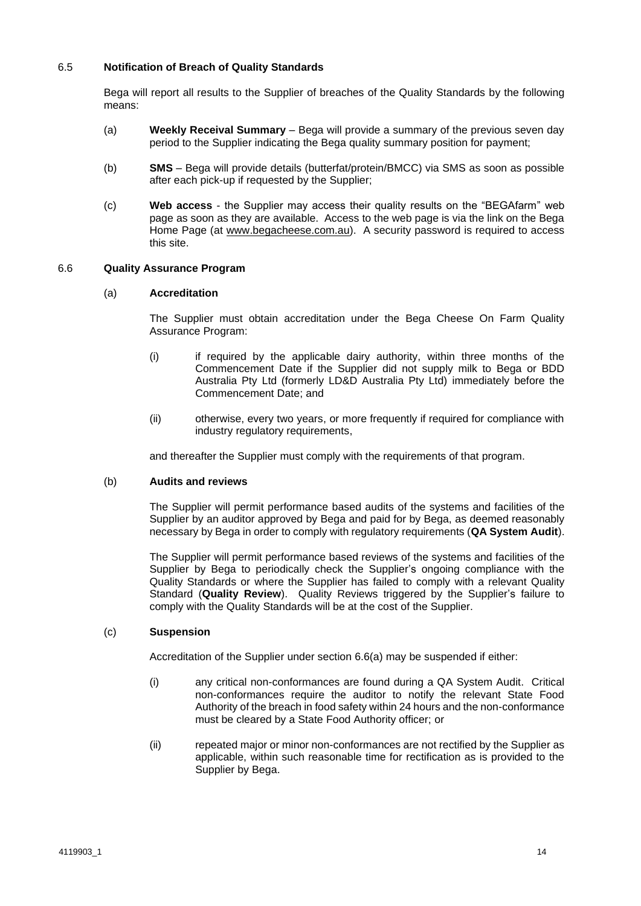### 6.5 **Notification of Breach of Quality Standards**

Bega will report all results to the Supplier of breaches of the Quality Standards by the following means:

(a) **Weekly Receival Summary** – Bega will provide a summary of the previous seven day period to the Supplier indicating the Bega quality summary position for payment;

(b) **SMS** – Bega will provide details (butterfat/protein/BMCC) via SMS as soon as possible after each pick-up if requested by the Supplier;

(c) **Web access** - the Supplier may access their quality results on the "BEGAfarm" web page as soon as they are available. Access to the web page is via the link on the Bega Home Page (at www.begacheese.com.au). A security password is required to access this site.

### 6.6 **Quality Assurance Program**

(a) **Accreditation**

The Supplier must obtain accreditation under the Bega Cheese On Farm Quality Assurance Program:

(i) if required by the applicable dairy authority, within three months of the Commencement Date if the Supplier did not supply milk to Bega or BDD Australia Pty Ltd (formerly LD&D Australia Pty Ltd) immediately before the Commencement Date; and

(ii) otherwise, every two years, or more frequently if required for compliance with industry regulatory requirements,

and thereafter the Supplier must comply with the requirements of that program.

(b) **Audits and reviews**

The Supplier will permit performance based audits of the systems and facilities of the Supplier by an auditor approved by Bega and paid for by Bega, as deemed reasonably necessary by Bega in order to comply with regulatory requirements (**QA System Audit**).

The Supplier will permit performance based reviews of the systems and facilities of the Supplier by Bega to periodically check the Supplier's ongoing compliance with the Quality Standards or where the Supplier has failed to comply with a relevant Quality Standard (**Quality Review**). Quality Reviews triggered by the Supplier's failure to comply with the Quality Standards will be at the cost of the Supplier.

(c) **Suspension**

Accreditation of the Supplier under section 6.6(a) may be suspended if either:

(i) any critical non-conformances are found during a QA System Audit. Critical non-conformances require the auditor to notify the relevant State Food Authority of the breach in food safety within 24 hours and the non-conformance must be cleared by a State Food Authority officer; or

(ii) repeated major or minor non-conformances are not rectified by the Supplier as applicable, within such reasonable time for rectification as is provided to the Supplier by Bega.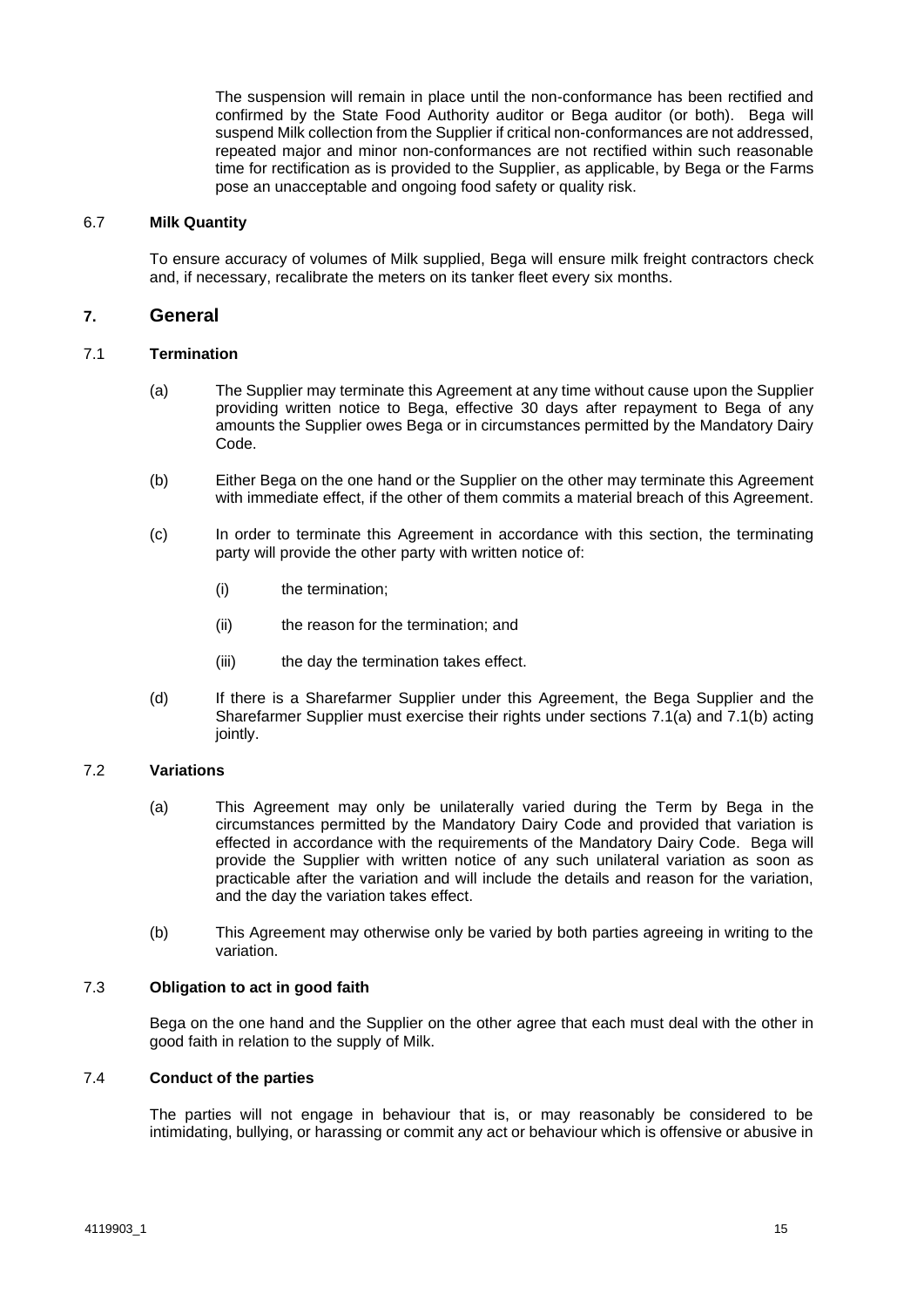The suspension will remain in place until the non-conformance has been rectified and confirmed by the State Food Authority auditor or Bega auditor (or both). Bega will suspend Milk collection from the Supplier if critical non-conformances are not addressed, repeated major and minor non-conformances are not rectified within such reasonable time for rectification as is provided to the Supplier, as applicable, by Bega or the Farms pose an unacceptable and ongoing food safety or quality risk.

### 6.7 Milk Quantity

To ensure accuracy of volumes of Milk supplied, Bega will ensure milk freight contractors check and, if necessary, recalibrate the meters on its tanker fleet every six months.

## 7. General

### 7.1 Termination

(a) The Supplier may terminate this Agreement at any time without cause upon the Supplier providing written notice to Bega, effective 30 days after repayment to Bega of any amounts the Supplier owes Bega or in circumstances permitted by the Mandatory Dairy Code.

(b) Either Bega on the one hand or the Supplier on the other may terminate this Agreement with immediate effect, if the other of them commits a material breach of this Agreement.

(c) In order to terminate this Agreement in accordance with this section, the terminating party will provide the other party with written notice of:

(i) the termination;

(ii) the reason for the termination; and

(iii) the day the termination takes effect.

(d) If there is a Sharefarmer Supplier under this Agreement, the Bega Supplier and the Sharefarmer Supplier must exercise their rights under sections 7.1(a) and 7.1(b) acting jointly.

### 7.2 Variations

(a) This Agreement may only be unilaterally varied during the Term by Bega in the circumstances permitted by the Mandatory Dairy Code and provided that variation is effected in accordance with the requirements of the Mandatory Dairy Code. Bega will provide the Supplier with written notice of any such unilateral variation as soon as practicable after the variation and will include the details and reason for the variation, and the day the variation takes effect.

(b) This Agreement may otherwise only be varied by both parties agreeing in writing to the variation.

### 7.3 Obligation to act in good faith

Bega on the one hand and the Supplier on the other agree that each must deal with the other in good faith in relation to the supply of Milk.

### 7.4 Conduct of the parties

The parties will not engage in behaviour that is, or may reasonably be considered to be intimidating, bullying, or harassing or commit any act or behaviour which is offensive or abusive in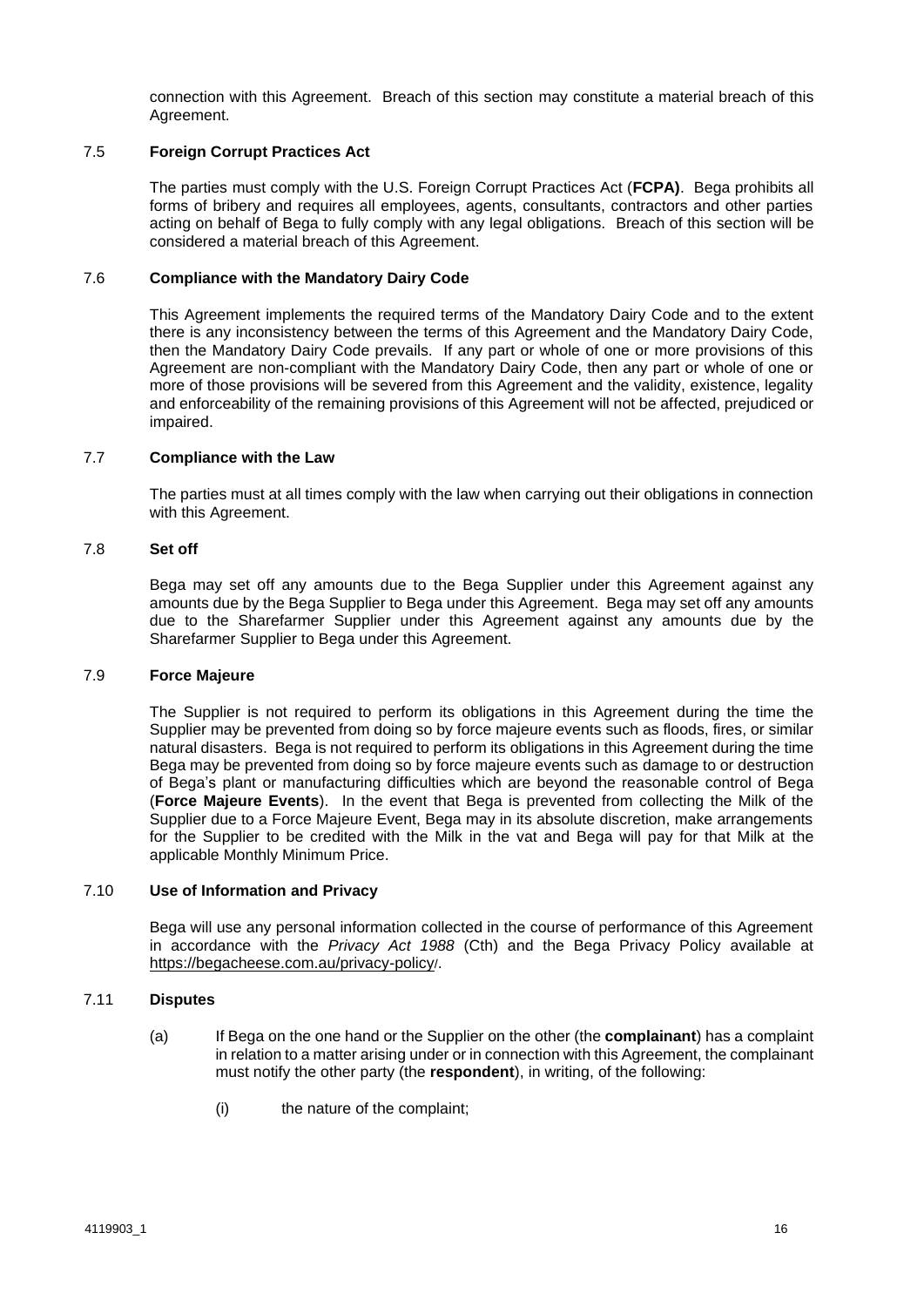connection with this Agreement. Breach of this section may constitute a material breach of this Agreement.

### 7.5 Foreign Corrupt Practices Act

The parties must comply with the U.S. Foreign Corrupt Practices Act (**FCPA)**. Bega prohibits all forms of bribery and requires all employees, agents, consultants, contractors and other parties acting on behalf of Bega to fully comply with any legal obligations. Breach of this section will be considered a material breach of this Agreement.

### 7.6 Compliance with the Mandatory Dairy Code

This Agreement implements the required terms of the Mandatory Dairy Code and to the extent there is any inconsistency between the terms of this Agreement and the Mandatory Dairy Code, then the Mandatory Dairy Code prevails. If any part or whole of one or more provisions of this Agreement are non-compliant with the Mandatory Dairy Code, then any part or whole of one or more of those provisions will be severed from this Agreement and the validity, existence, legality and enforceability of the remaining provisions of this Agreement will not be affected, prejudiced or impaired.

### 7.7 Compliance with the Law

The parties must at all times comply with the law when carrying out their obligations in connection with this Agreement.

### 7.8 Set off

Bega may set off any amounts due to the Bega Supplier under this Agreement against any amounts due by the Bega Supplier to Bega under this Agreement. Bega may set off any amounts due to the Sharefarmer Supplier under this Agreement against any amounts due by the Sharefarmer Supplier to Bega under this Agreement.

### 7.9 Force Majeure

The Supplier is not required to perform its obligations in this Agreement during the time the Supplier may be prevented from doing so by force majeure events such as floods, fires, or similar natural disasters. Bega is not required to perform its obligations in this Agreement during the time Bega may be prevented from doing so by force majeure events such as damage to or destruction of Bega's plant or manufacturing difficulties which are beyond the reasonable control of Bega (**Force Majeure Events**). In the event that Bega is prevented from collecting the Milk of the Supplier due to a Force Majeure Event, Bega may in its absolute discretion, make arrangements for the Supplier to be credited with the Milk in the vat and Bega will pay for that Milk at the applicable Monthly Minimum Price.

### 7.10 Use of Information and Privacy

Bega will use any personal information collected in the course of performance of this Agreement in accordance with the *Privacy Act 1988* (Cth) and the Bega Privacy Policy available at https://begacheese.com.au/privacy-policy/.

### 7.11 Disputes

(a) If Bega on the one hand or the Supplier on the other (the **complainant**) has a complaint in relation to a matter arising under or in connection with this Agreement, the complainant must notify the other party (the **respondent**), in writing, of the following:

(i) the nature of the complaint;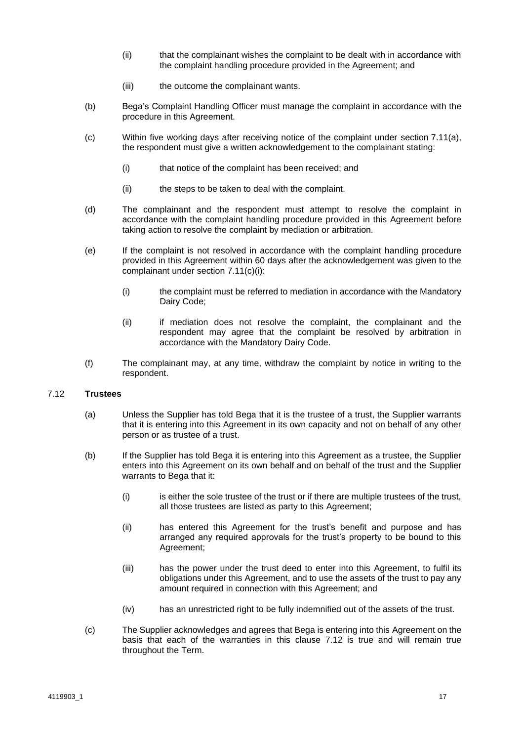(ii) that the complainant wishes the complaint to be dealt with in accordance with the complaint handling procedure provided in the Agreement; and

(iii) the outcome the complainant wants.

(b) Bega's Complaint Handling Officer must manage the complaint in accordance with the procedure in this Agreement.

(c) Within five working days after receiving notice of the complaint under section 7.11(a), the respondent must give a written acknowledgement to the complainant stating:

(i) that notice of the complaint has been received; and

(ii) the steps to be taken to deal with the complaint.

(d) The complainant and the respondent must attempt to resolve the complaint in accordance with the complaint handling procedure provided in this Agreement before taking action to resolve the complaint by mediation or arbitration.

(e) If the complaint is not resolved in accordance with the complaint handling procedure provided in this Agreement within 60 days after the acknowledgement was given to the complainant under section 7.11(c)(i):

(i) the complaint must be referred to mediation in accordance with the Mandatory Dairy Code;

(ii) if mediation does not resolve the complaint, the complainant and the respondent may agree that the complaint be resolved by arbitration in accordance with the Mandatory Dairy Code.

(f) The complainant may, at any time, withdraw the complaint by notice in writing to the respondent.

### 7.12 **Trustees**

(a) Unless the Supplier has told Bega that it is the trustee of a trust, the Supplier warrants that it is entering into this Agreement in its own capacity and not on behalf of any other person or as trustee of a trust.

(b) If the Supplier has told Bega it is entering into this Agreement as a trustee, the Supplier enters into this Agreement on its own behalf and on behalf of the trust and the Supplier warrants to Bega that it:

(i) is either the sole trustee of the trust or if there are multiple trustees of the trust, all those trustees are listed as party to this Agreement;

(ii) has entered this Agreement for the trust's benefit and purpose and has arranged any required approvals for the trust's property to be bound to this Agreement;

(iii) has the power under the trust deed to enter into this Agreement, to fulfil its obligations under this Agreement, and to use the assets of the trust to pay any amount required in connection with this Agreement; and

(iv) has an unrestricted right to be fully indemnified out of the assets of the trust.

(c) The Supplier acknowledges and agrees that Bega is entering into this Agreement on the basis that each of the warranties in this clause 7.12 is true and will remain true throughout the Term.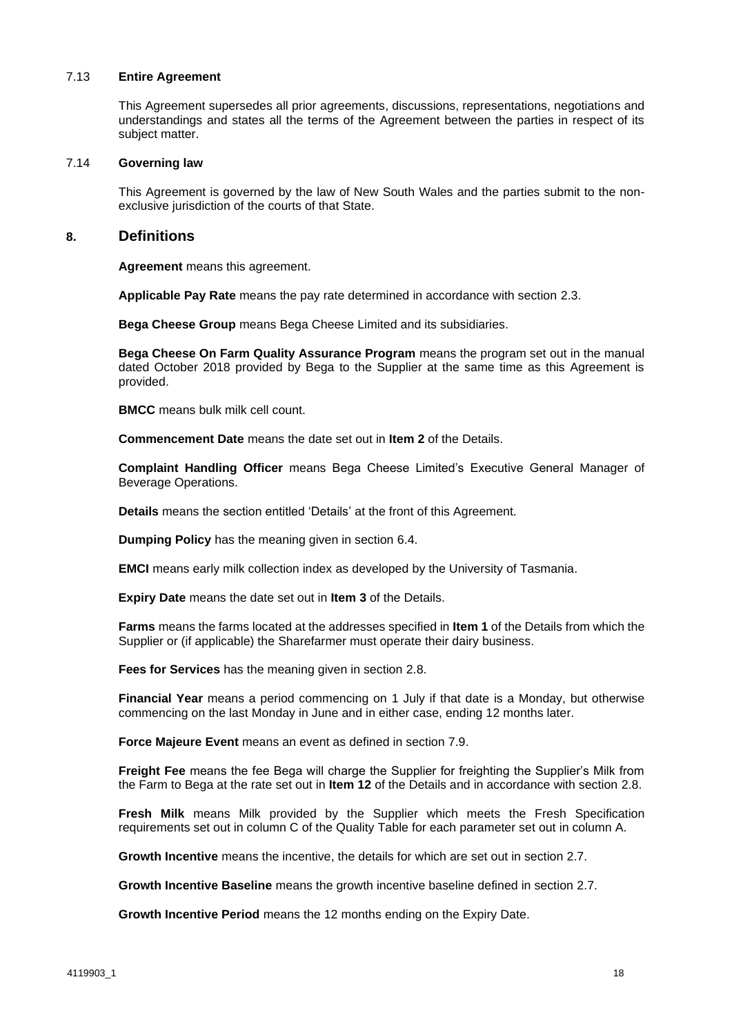### 7.13 **Entire Agreement**

This Agreement supersedes all prior agreements, discussions, representations, negotiations and understandings and states all the terms of the Agreement between the parties in respect of its subject matter.

### 7.14 **Governing law**

This Agreement is governed by the law of New South Wales and the parties submit to the non-exclusive jurisdiction of the courts of that State.

## 8. Definitions

**Agreement** means this agreement.

**Applicable Pay Rate** means the pay rate determined in accordance with section 2.3.

**Bega Cheese Group** means Bega Cheese Limited and its subsidiaries.

**Bega Cheese On Farm Quality Assurance Program** means the program set out in the manual dated October 2018 provided by Bega to the Supplier at the same time as this Agreement is provided.

**BMCC** means bulk milk cell count.

**Commencement Date** means the date set out in **Item 2** of the Details.

**Complaint Handling Officer** means Bega Cheese Limited's Executive General Manager of Beverage Operations.

**Details** means the section entitled 'Details' at the front of this Agreement.

**Dumping Policy** has the meaning given in section 6.4.

**EMCI** means early milk collection index as developed by the University of Tasmania.

**Expiry Date** means the date set out in **Item 3** of the Details.

**Farms** means the farms located at the addresses specified in **Item 1** of the Details from which the Supplier or (if applicable) the Sharefarmer must operate their dairy business.

**Fees for Services** has the meaning given in section 2.8.

**Financial Year** means a period commencing on 1 July if that date is a Monday, but otherwise commencing on the last Monday in June and in either case, ending 12 months later.

**Force Majeure Event** means an event as defined in section 7.9.

**Freight Fee** means the fee Bega will charge the Supplier for freighting the Supplier's Milk from the Farm to Bega at the rate set out in **Item 12** of the Details and in accordance with section 2.8.

**Fresh Milk** means Milk provided by the Supplier which meets the Fresh Specification requirements set out in column C of the Quality Table for each parameter set out in column A.

**Growth Incentive** means the incentive, the details for which are set out in section 2.7.

**Growth Incentive Baseline** means the growth incentive baseline defined in section 2.7.

**Growth Incentive Period** means the 12 months ending on the Expiry Date.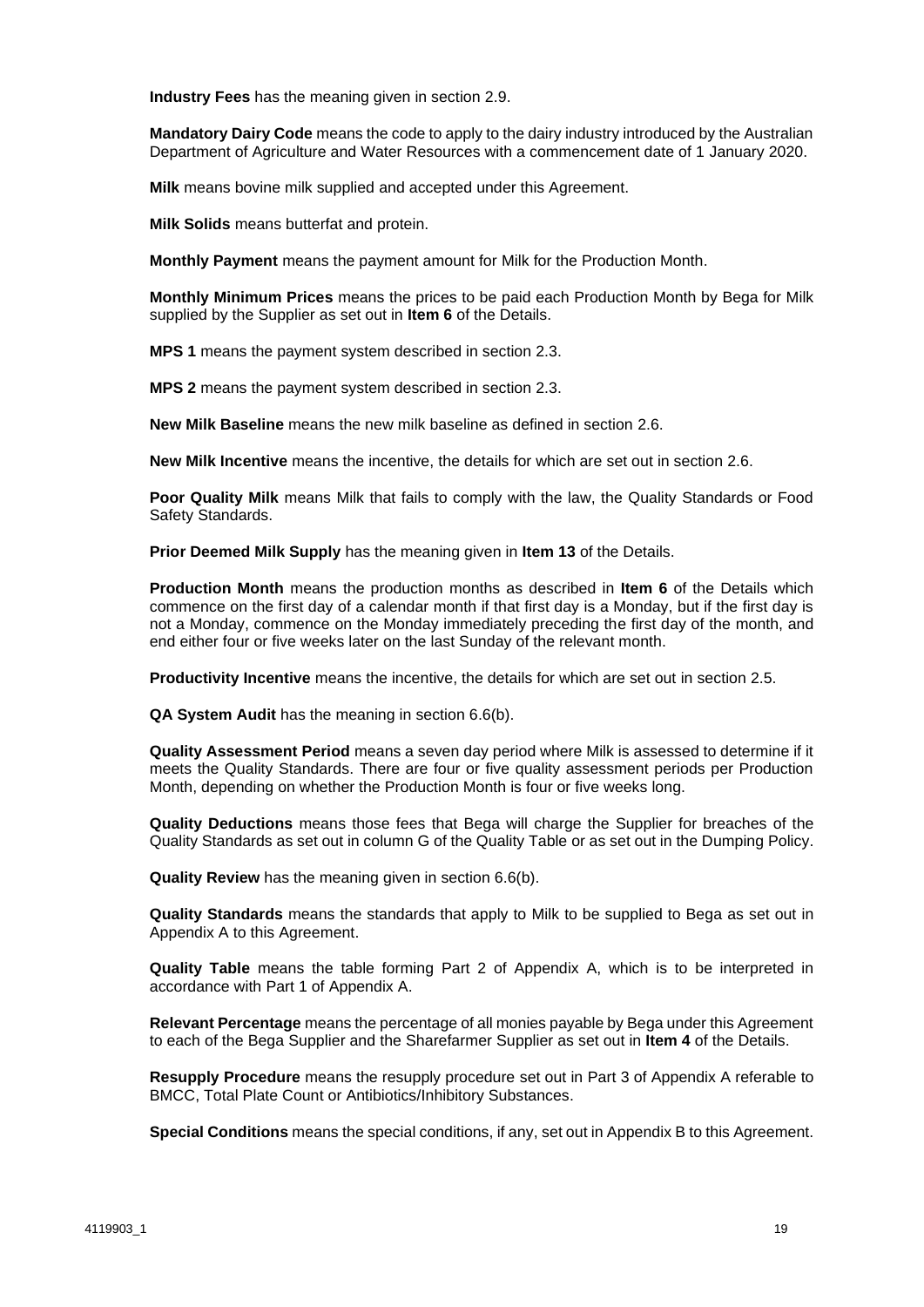**Industry Fees** has the meaning given in section 2.9.

**Mandatory Dairy Code** means the code to apply to the dairy industry introduced by the Australian Department of Agriculture and Water Resources with a commencement date of 1 January 2020.

**Milk** means bovine milk supplied and accepted under this Agreement.

**Milk Solids** means butterfat and protein.

**Monthly Payment** means the payment amount for Milk for the Production Month.

**Monthly Minimum Prices** means the prices to be paid each Production Month by Bega for Milk supplied by the Supplier as set out in **Item 6** of the Details.

**MPS 1** means the payment system described in section 2.3.

**MPS 2** means the payment system described in section 2.3.

**New Milk Baseline** means the new milk baseline as defined in section 2.6.

**New Milk Incentive** means the incentive, the details for which are set out in section 2.6.

**Poor Quality Milk** means Milk that fails to comply with the law, the Quality Standards or Food Safety Standards.

**Prior Deemed Milk Supply** has the meaning given in **Item 13** of the Details.

**Production Month** means the production months as described in **Item 6** of the Details which commence on the first day of a calendar month if that first day is a Monday, but if the first day is not a Monday, commence on the Monday immediately preceding the first day of the month, and end either four or five weeks later on the last Sunday of the relevant month.

**Productivity Incentive** means the incentive, the details for which are set out in section 2.5.

**QA System Audit** has the meaning in section 6.6(b).

**Quality Assessment Period** means a seven day period where Milk is assessed to determine if it meets the Quality Standards. There are four or five quality assessment periods per Production Month, depending on whether the Production Month is four or five weeks long.

**Quality Deductions** means those fees that Bega will charge the Supplier for breaches of the Quality Standards as set out in column G of the Quality Table or as set out in the Dumping Policy.

**Quality Review** has the meaning given in section 6.6(b).

**Quality Standards** means the standards that apply to Milk to be supplied to Bega as set out in Appendix A to this Agreement.

**Quality Table** means the table forming Part 2 of Appendix A, which is to be interpreted in accordance with Part 1 of Appendix A.

**Relevant Percentage** means the percentage of all monies payable by Bega under this Agreement to each of the Bega Supplier and the Sharefarmer Supplier as set out in **Item 4** of the Details.

**Resupply Procedure** means the resupply procedure set out in Part 3 of Appendix A referable to BMCC, Total Plate Count or Antibiotics/Inhibitory Substances.

**Special Conditions** means the special conditions, if any, set out in Appendix B to this Agreement.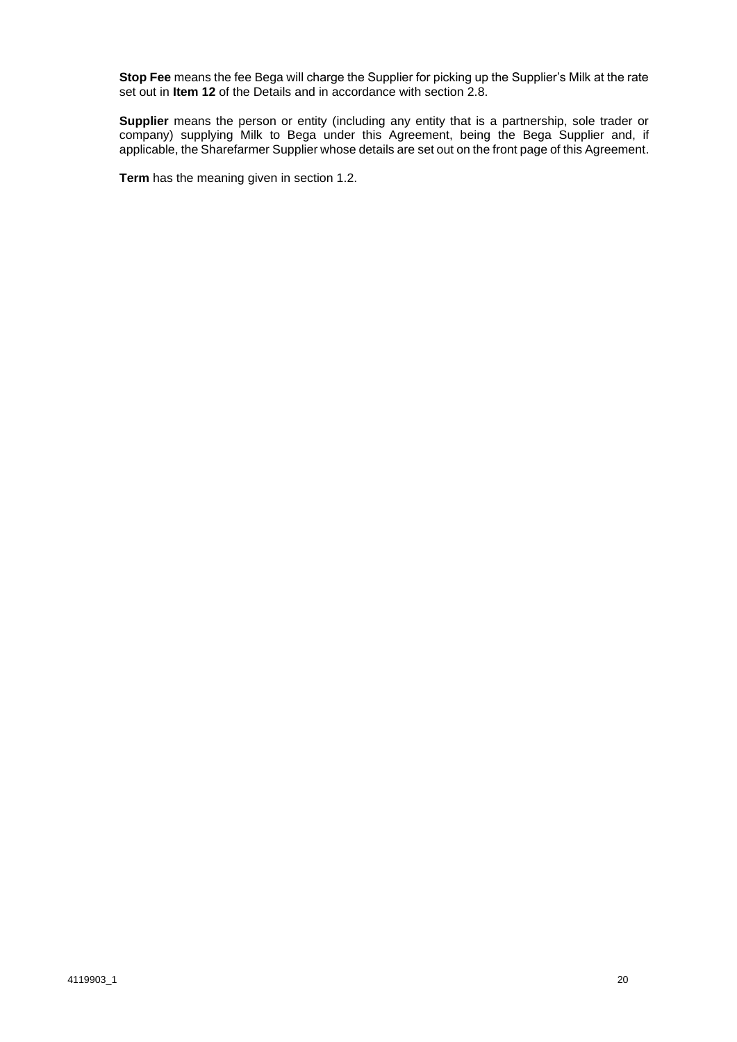**Stop Fee** means the fee Bega will charge the Supplier for picking up the Supplier's Milk at the rate set out in **Item 12** of the Details and in accordance with section 2.8.

**Supplier** means the person or entity (including any entity that is a partnership, sole trader or company) supplying Milk to Bega under this Agreement, being the Bega Supplier and, if applicable, the Sharefarmer Supplier whose details are set out on the front page of this Agreement.

**Term** has the meaning given in section 1.2.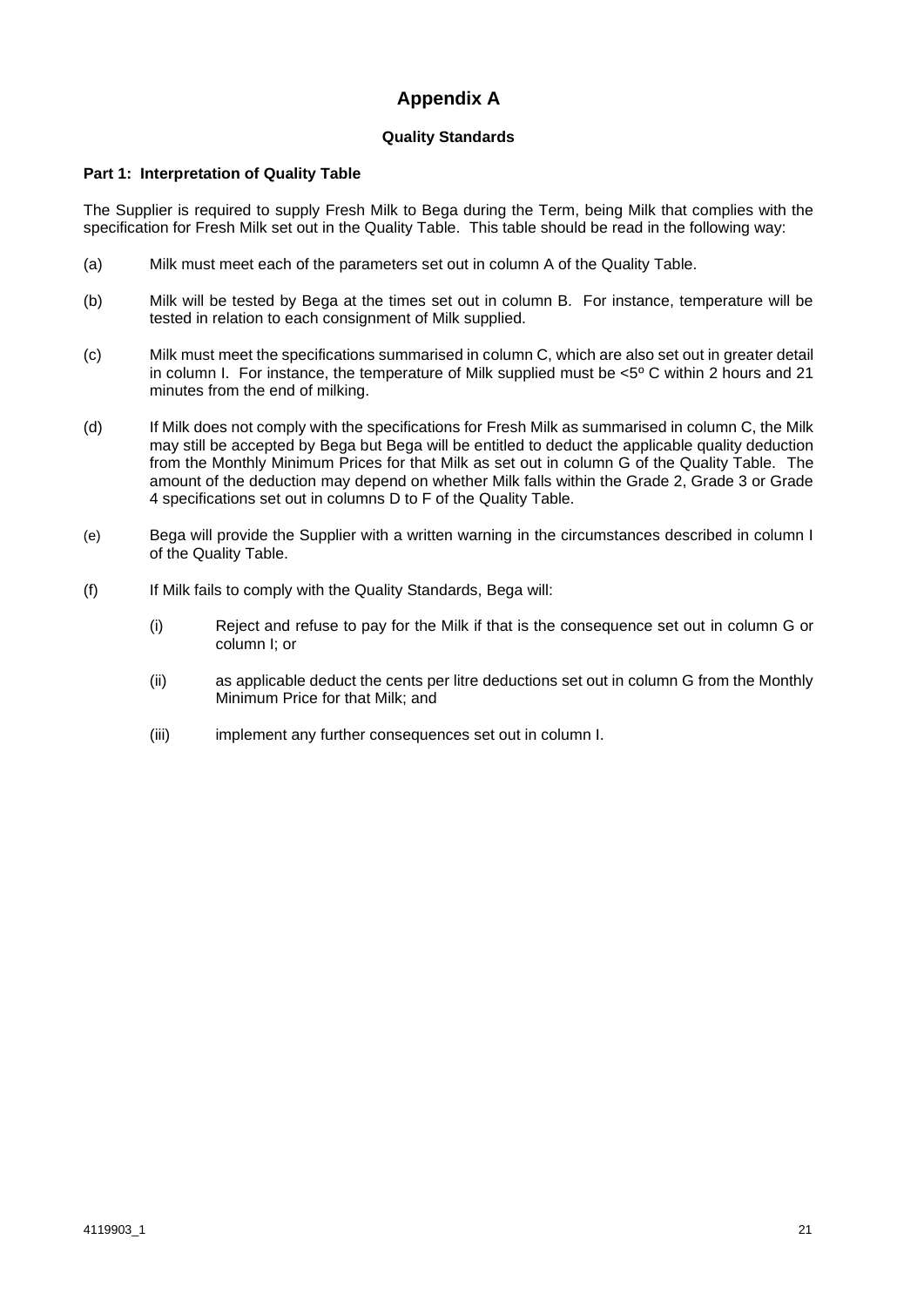# Appendix A

## Quality Standards

### Part 1: Interpretation of Quality Table

The Supplier is required to supply Fresh Milk to Bega during the Term, being Milk that complies with the specification for Fresh Milk set out in the Quality Table. This table should be read in the following way:

(a) Milk must meet each of the parameters set out in column A of the Quality Table.

(b) Milk will be tested by Bega at the times set out in column B. For instance, temperature will be tested in relation to each consignment of Milk supplied.

(c) Milk must meet the specifications summarised in column C, which are also set out in greater detail in column I. For instance, the temperature of Milk supplied must be <5º C within 2 hours and 21 minutes from the end of milking.

(d) If Milk does not comply with the specifications for Fresh Milk as summarised in column C, the Milk may still be accepted by Bega but Bega will be entitled to deduct the applicable quality deduction from the Monthly Minimum Prices for that Milk as set out in column G of the Quality Table. The amount of the deduction may depend on whether Milk falls within the Grade 2, Grade 3 or Grade 4 specifications set out in columns D to F of the Quality Table.

(e) Bega will provide the Supplier with a written warning in the circumstances described in column I of the Quality Table.

(f) If Milk fails to comply with the Quality Standards, Bega will:

  (i) Reject and refuse to pay for the Milk if that is the consequence set out in column G or column I; or

  (ii) as applicable deduct the cents per litre deductions set out in column G from the Monthly Minimum Price for that Milk; and

  (iii) implement any further consequences set out in column I.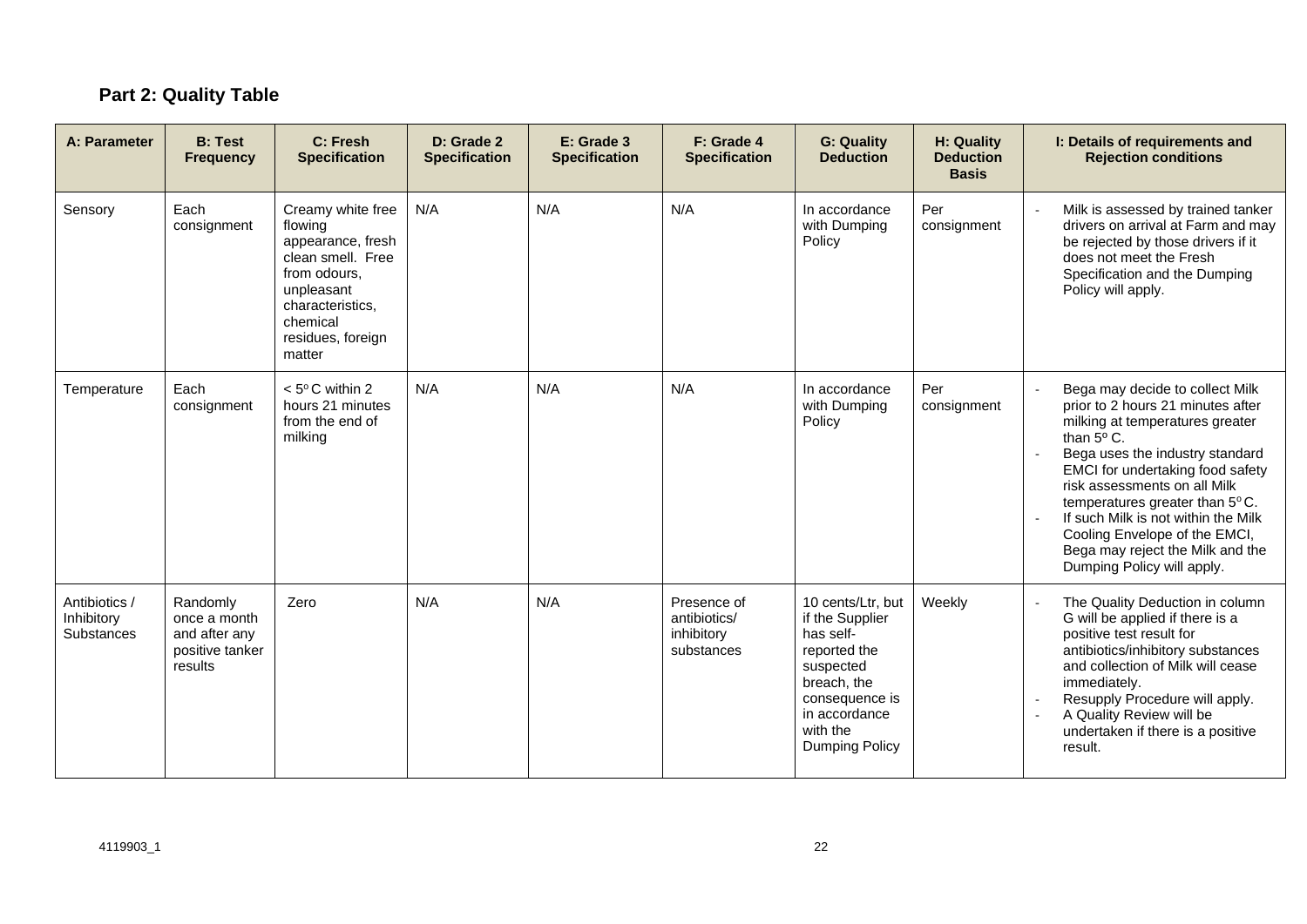## Part 2: Quality Table

| A: Parameter | B: Test Frequency | C: Fresh Specification | D: Grade 2 Specification | E: Grade 3 Specification | F: Grade 4 Specification | G: Quality Deduction | H: Quality Deduction Basis | I: Details of requirements and Rejection conditions |
|---|---|---|---|---|---|---|---|---|
| Sensory | Each consignment | Creamy white free flowing appearance, fresh clean smell. Free from odours, unpleasant characteristics, chemical residues, foreign matter | N/A | N/A | N/A | In accordance with Dumping Policy | Per consignment | - Milk is assessed by trained tanker drivers on arrival at Farm and may be rejected by those drivers if it does not meet the Fresh Specification and the Dumping Policy will apply. |
| Temperature | Each consignment | < 5° C within 2 hours 21 minutes from the end of milking | N/A | N/A | N/A | In accordance with Dumping Policy | Per consignment | - Bega may decide to collect Milk prior to 2 hours 21 minutes after milking at temperatures greater than 5° C.<br>- Bega uses the industry standard EMCI for undertaking food safety risk assessments on all Milk temperatures greater than 5° C.<br>- If such Milk is not within the Milk Cooling Envelope of the EMCI, Bega may reject the Milk and the Dumping Policy will apply. |
| Antibiotics / Inhibitory Substances | Randomly once a month and after any positive tanker results | Zero | N/A | N/A | Presence of antibiotics/ inhibitory substances | 10 cents/Ltr, but if the Supplier has self-reported the suspected breach, the consequence is in accordance with the Dumping Policy | Weekly | - The Quality Deduction in column G will be applied if there is a positive test result for antibiotics/inhibitory substances and collection of Milk will cease immediately.<br>- Resupply Procedure will apply.<br>- A Quality Review will be undertaken if there is a positive result. |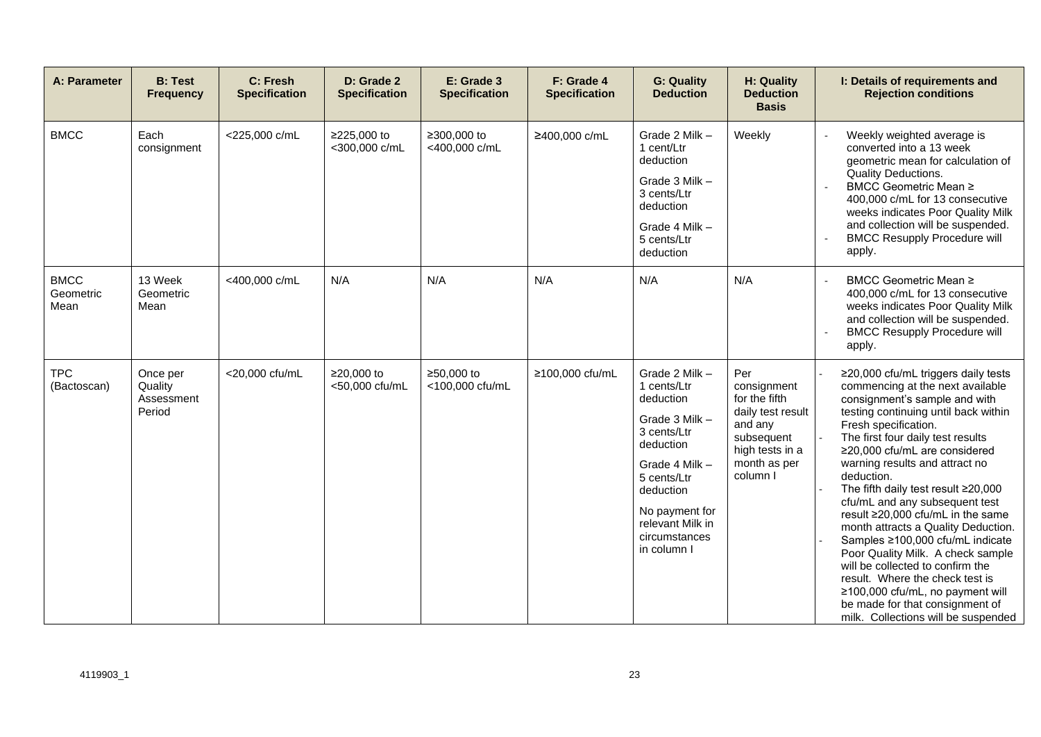| A: Parameter | B: Test Frequency | C: Fresh Specification | D: Grade 2 Specification | E: Grade 3 Specification | F: Grade 4 Specification | G: Quality Deduction | H: Quality Deduction Basis | I: Details of requirements and Rejection conditions |
|---|---|---|---|---|---|---|---|---|
| BMCC | Each consignment | <225,000 c/mL | ≥225,000 to <300,000 c/mL | ≥300,000 to <400,000 c/mL | ≥400,000 c/mL | Grade 2 Milk – 1 cent/Ltr deduction<br>Grade 3 Milk – 3 cents/Ltr deduction<br>Grade 4 Milk – 5 cents/Ltr deduction | Weekly | - Weekly weighted average is converted into a 13 week geometric mean for calculation of Quality Deductions.<br>- BMCC Geometric Mean ≥ 400,000 c/mL for 13 consecutive weeks indicates Poor Quality Milk and collection will be suspended.<br>- BMCC Resupply Procedure will apply. |
| BMCC Geometric Mean | 13 Week Geometric Mean | <400,000 c/mL | N/A | N/A | N/A | N/A | N/A | - BMCC Geometric Mean ≥ 400,000 c/mL for 13 consecutive weeks indicates Poor Quality Milk and collection will be suspended.<br>- BMCC Resupply Procedure will apply. |
| TPC (Bactoscan) | Once per Quality Assessment Period | <20,000 cfu/mL | ≥20,000 to <50,000 cfu/mL | ≥50,000 to <100,000 cfu/mL | ≥100,000 cfu/mL | Grade 2 Milk – 1 cents/Ltr deduction<br>Grade 3 Milk – 3 cents/Ltr deduction<br>Grade 4 Milk – 5 cents/Ltr deduction<br>No payment for relevant Milk in circumstances in column I | Per consignment for the fifth daily test result and any subsequent high tests in a month as per column I | - ≥20,000 cfu/mL triggers daily tests commencing at the next available consignment's sample and with testing continuing until back within Fresh specification.<br>- The first four daily test results ≥20,000 cfu/mL are considered warning results and attract no deduction.<br>- The fifth daily test result ≥20,000 cfu/mL and any subsequent test result ≥20,000 cfu/mL in the same month attracts a Quality Deduction.<br>- Samples ≥100,000 cfu/mL indicate Poor Quality Milk. A check sample will be collected to confirm the result. Where the check test is ≥100,000 cfu/mL, no payment will be made for that consignment of milk. Collections will be suspended |

4119903_1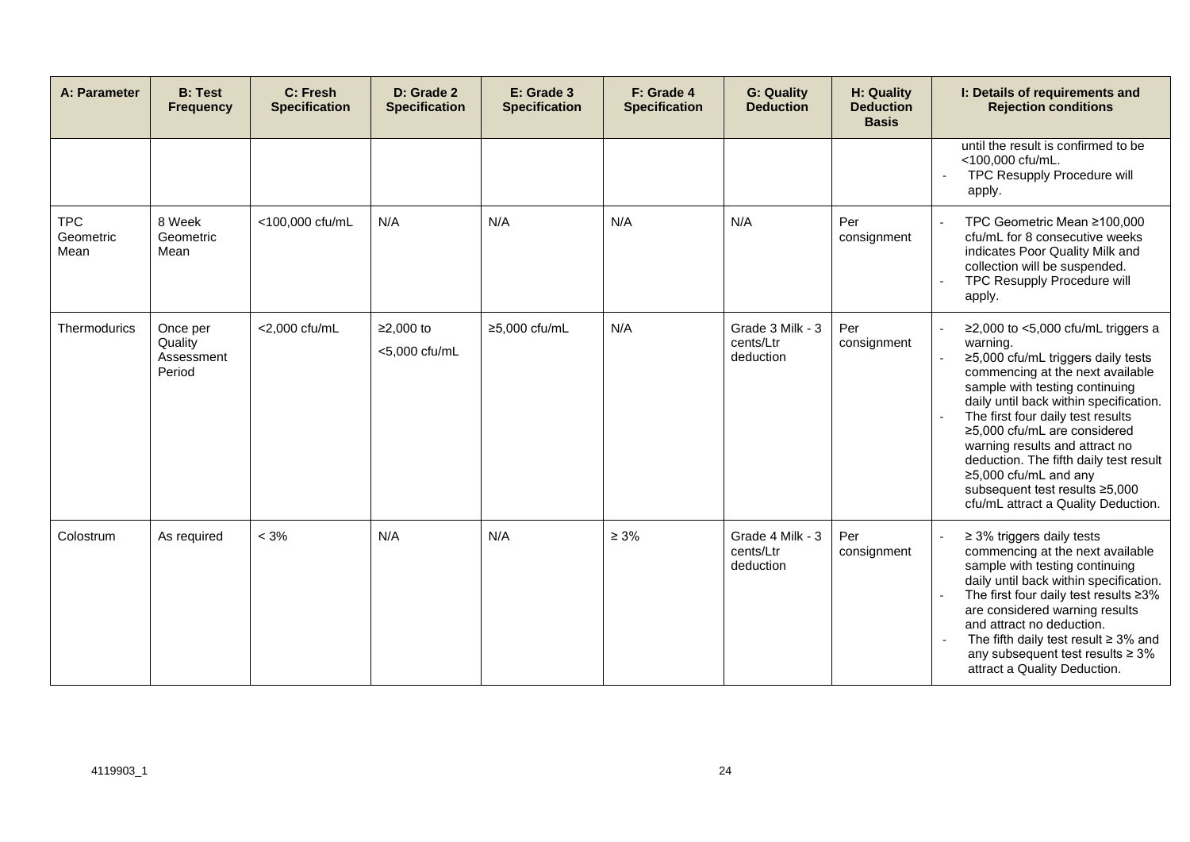| A: Parameter | B: Test Frequency | C: Fresh Specification | D: Grade 2 Specification | E: Grade 3 Specification | F: Grade 4 Specification | G: Quality Deduction | H: Quality Deduction Basis | I: Details of requirements and Rejection conditions |
|---|---|---|---|---|---|---|---|---|
| | | | | | | | | until the result is confirmed to be <100,000 cfu/mL.<br>- TPC Resupply Procedure will apply. |
| TPC Geometric Mean | 8 Week Geometric Mean | <100,000 cfu/mL | N/A | N/A | N/A | N/A | Per consignment | - TPC Geometric Mean ≥100,000 cfu/mL for 8 consecutive weeks indicates Poor Quality Milk and collection will be suspended.<br>- TPC Resupply Procedure will apply. |
| Thermodurics | Once per Quality Assessment Period | <2,000 cfu/mL | ≥2,000 to <5,000 cfu/mL | ≥5,000 cfu/mL | N/A | Grade 3 Milk - 3 cents/Ltr deduction | Per consignment | - ≥2,000 to <5,000 cfu/mL triggers a warning.<br>- ≥5,000 cfu/mL triggers daily tests commencing at the next available sample with testing continuing daily until back within specification.<br>- The first four daily test results ≥5,000 cfu/mL are considered warning results and attract no deduction. The fifth daily test result ≥5,000 cfu/mL and any subsequent test results ≥5,000 cfu/mL attract a Quality Deduction. |
| Colostrum | As required | < 3% | N/A | N/A | ≥ 3% | Grade 4 Milk - 3 cents/Ltr deduction | Per consignment | - ≥ 3% triggers daily tests commencing at the next available sample with testing continuing daily until back within specification.<br>- The first four daily test results ≥3% are considered warning results and attract no deduction.<br>- The fifth daily test result ≥ 3% and any subsequent test results ≥ 3% attract a Quality Deduction. |

4119903_1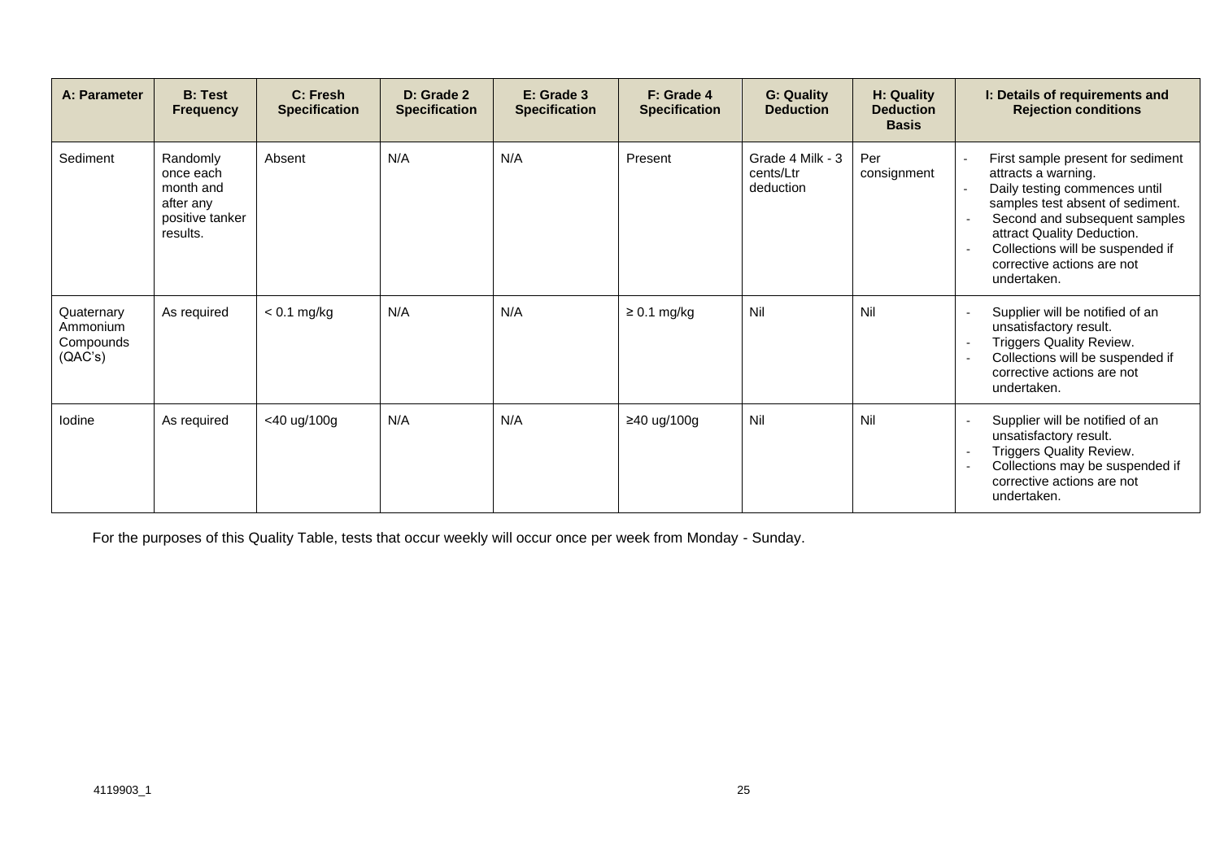| A: Parameter | B: Test Frequency | C: Fresh Specification | D: Grade 2 Specification | E: Grade 3 Specification | F: Grade 4 Specification | G: Quality Deduction | H: Quality Deduction Basis | I: Details of requirements and Rejection conditions |
|---|---|---|---|---|---|---|---|---|
| Sediment | Randomly once each month and after any positive tanker results. | Absent | N/A | N/A | Present | Grade 4 Milk - 3 cents/Ltr deduction | Per consignment | - First sample present for sediment attracts a warning.<br>- Daily testing commences until samples test absent of sediment.<br>- Second and subsequent samples attract Quality Deduction.<br>- Collections will be suspended if corrective actions are not undertaken. |
| Quaternary Ammonium Compounds (QAC's) | As required | < 0.1 mg/kg | N/A | N/A | ≥ 0.1 mg/kg | Nil | Nil | - Supplier will be notified of an unsatisfactory result.<br>- Triggers Quality Review.<br>- Collections will be suspended if corrective actions are not undertaken. |
| Iodine | As required | <40 ug/100g | N/A | N/A | ≥40 ug/100g | Nil | Nil | - Supplier will be notified of an unsatisfactory result.<br>- Triggers Quality Review.<br>- Collections may be suspended if corrective actions are not undertaken. |

For the purposes of this Quality Table, tests that occur weekly will occur once per week from Monday - Sunday.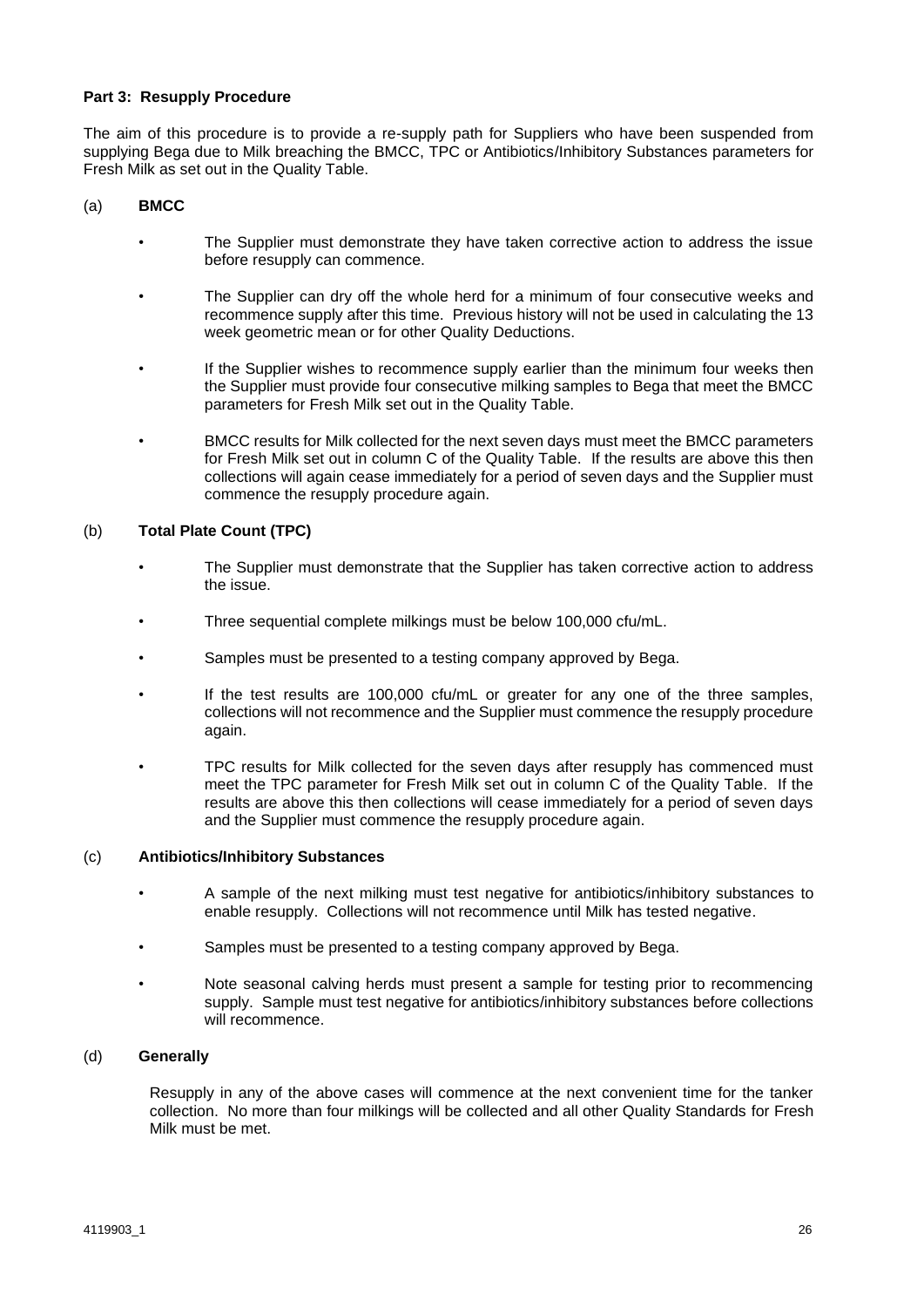**Part 3: Resupply Procedure**

The aim of this procedure is to provide a re-supply path for Suppliers who have been suspended from supplying Bega due to Milk breaching the BMCC, TPC or Antibiotics/Inhibitory Substances parameters for Fresh Milk as set out in the Quality Table.

(a) **BMCC**

- The Supplier must demonstrate they have taken corrective action to address the issue before resupply can commence.
- The Supplier can dry off the whole herd for a minimum of four consecutive weeks and recommence supply after this time. Previous history will not be used in calculating the 13 week geometric mean or for other Quality Deductions.
- If the Supplier wishes to recommence supply earlier than the minimum four weeks then the Supplier must provide four consecutive milking samples to Bega that meet the BMCC parameters for Fresh Milk set out in the Quality Table.
- BMCC results for Milk collected for the next seven days must meet the BMCC parameters for Fresh Milk set out in column C of the Quality Table. If the results are above this then collections will again cease immediately for a period of seven days and the Supplier must commence the resupply procedure again.

(b) **Total Plate Count (TPC)**

- The Supplier must demonstrate that the Supplier has taken corrective action to address the issue.
- Three sequential complete milkings must be below 100,000 cfu/mL.
- Samples must be presented to a testing company approved by Bega.
- If the test results are 100,000 cfu/mL or greater for any one of the three samples, collections will not recommence and the Supplier must commence the resupply procedure again.
- TPC results for Milk collected for the seven days after resupply has commenced must meet the TPC parameter for Fresh Milk set out in column C of the Quality Table. If the results are above this then collections will cease immediately for a period of seven days and the Supplier must commence the resupply procedure again.

(c) **Antibiotics/Inhibitory Substances**

- A sample of the next milking must test negative for antibiotics/inhibitory substances to enable resupply. Collections will not recommence until Milk has tested negative.
- Samples must be presented to a testing company approved by Bega.
- Note seasonal calving herds must present a sample for testing prior to recommencing supply. Sample must test negative for antibiotics/inhibitory substances before collections will recommence.

(d) **Generally**

Resupply in any of the above cases will commence at the next convenient time for the tanker collection. No more than four milkings will be collected and all other Quality Standards for Fresh Milk must be met.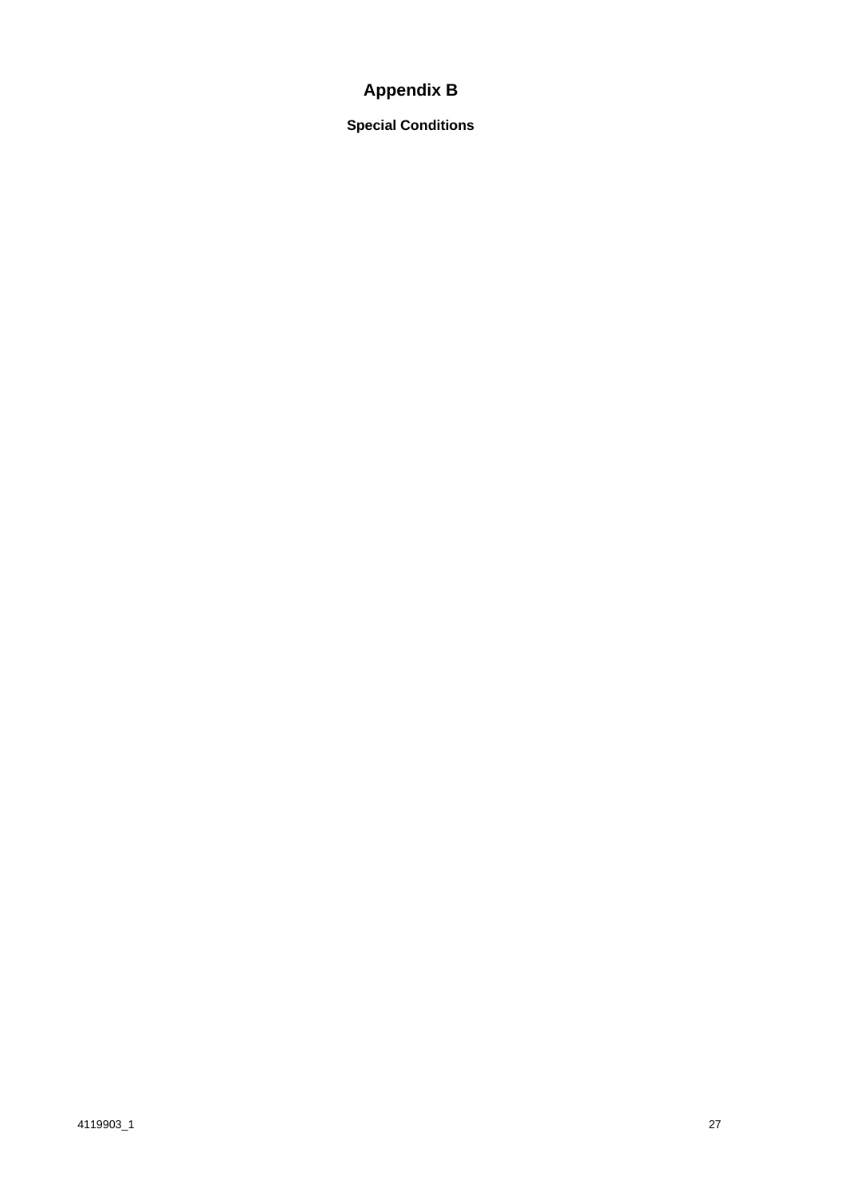# Appendix B

**Special Conditions**